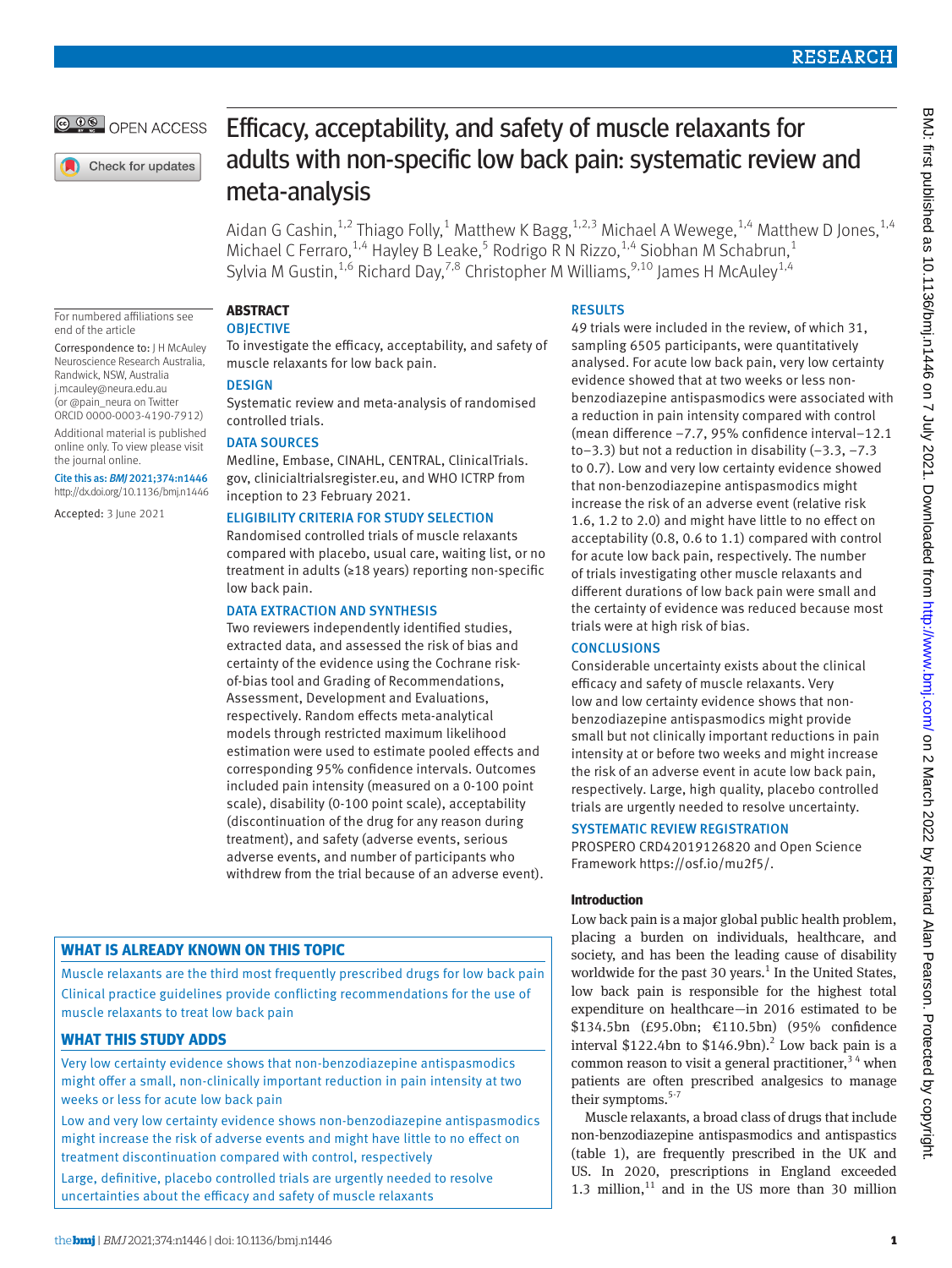# Efficacy, acceptability, and safety of muscle relaxants for adults with non-specific low back pain: systematic review and meta-analysis

Aidan G Cashin,[1,2] Thiago Folly,[1] Matthew K Bagg,[1,2,3] Michael A Wewege,[1,4] Matthew D Jones,[1,4] Michael C Ferraro,[1,4] Hayley B Leake,[5] Rodrigo R N Rizzo,[1,4] Siobhan M Schabrun,[1] Sylvia M Gustin,[1,6] Richard Day,[7,8] Christopher M Williams,[9,10] James H McAuley[1,4]

For numbered affiliations see end of the article

Correspondence to: J H McAuley Neuroscience Research Australia, Randwick, NSW, Australia j.mcauley@neura.edu.au (or @pain_neura on Twitter ORCID 0000-0003-4190-7912)

Additional material is published online only. To view please visit the journal online.

Cite this as: *BMJ* 2021;374:n1446 http://dx.doi.org/10.1136/bmj.n1446

Accepted: 3 June 2021

## ABSTRACT

### OBJECTIVE

To investigate the efficacy, acceptability, and safety of muscle relaxants for low back pain.

### DESIGN

Systematic review and meta-analysis of randomised controlled trials.

### DATA SOURCES

Medline, Embase, CINAHL, CENTRAL, ClinicalTrials.gov, clinicialtrialsregister.eu, and WHO ICTRP from inception to 23 February 2021.

### ELIGIBILITY CRITERIA FOR STUDY SELECTION

Randomised controlled trials of muscle relaxants compared with placebo, usual care, waiting list, or no treatment in adults (≥18 years) reporting non-specific low back pain.

### DATA EXTRACTION AND SYNTHESIS

Two reviewers independently identified studies, extracted data, and assessed the risk of bias and certainty of the evidence using the Cochrane risk-of-bias tool and Grading of Recommendations, Assessment, Development and Evaluations, respectively. Random effects meta-analytical models through restricted maximum likelihood estimation were used to estimate pooled effects and corresponding 95% confidence intervals. Outcomes included pain intensity (measured on a 0-100 point scale), disability (0-100 point scale), acceptability (discontinuation of the drug for any reason during treatment), and safety (adverse events, serious adverse events, and number of participants who withdrew from the trial because of an adverse event).

### RESULTS

49 trials were included in the review, of which 31, sampling 6505 participants, were quantitatively analysed. For acute low back pain, very low certainty evidence showed that at two weeks or less non-benzodiazepine antispasmodics were associated with a reduction in pain intensity compared with control (mean difference −7.7, 95% confidence interval−12.1 to−3.3) but not a reduction in disability (−3.3, −7.3 to 0.7). Low and very low certainty evidence showed that non-benzodiazepine antispasmodics might increase the risk of an adverse event (relative risk 1.6, 1.2 to 2.0) and might have little to no effect on acceptability (0.8, 0.6 to 1.1) compared with control for acute low back pain, respectively. The number of trials investigating other muscle relaxants and different durations of low back pain were small and the certainty of evidence was reduced because most trials were at high risk of bias.

### CONCLUSIONS

Considerable uncertainty exists about the clinical efficacy and safety of muscle relaxants. Very low and low certainty evidence shows that non-benzodiazepine antispasmodics might provide small but not clinically important reductions in pain intensity at or before two weeks and might increase the risk of an adverse event in acute low back pain, respectively. Large, high quality, placebo controlled trials are urgently needed to resolve uncertainty.

### SYSTEMATIC REVIEW REGISTRATION

PROSPERO CRD42019126820 and Open Science Framework https://osf.io/mu2f5/.

### WHAT IS ALREADY KNOWN ON THIS TOPIC

Muscle relaxants are the third most frequently prescribed drugs for low back pain

Clinical practice guidelines provide conflicting recommendations for the use of muscle relaxants to treat low back pain

### WHAT THIS STUDY ADDS

Very low certainty evidence shows that non-benzodiazepine antispasmodics might offer a small, non-clinically important reduction in pain intensity at two weeks or less for acute low back pain

Low and very low certainty evidence shows non-benzodiazepine antispasmodics might increase the risk of adverse events and might have little to no effect on treatment discontinuation compared with control, respectively

Large, definitive, placebo controlled trials are urgently needed to resolve uncertainties about the efficacy and safety of muscle relaxants

## Introduction

Low back pain is a major global public health problem, placing a burden on individuals, healthcare, and society, and has been the leading cause of disability worldwide for the past 30 years.[1] In the United States, low back pain is responsible for the highest total expenditure on healthcare—in 2016 estimated to be $134.5bn (£95.0bn; €110.5bn) (95% confidence interval $122.4bn to $146.9bn).[2] Low back pain is a common reason to visit a general practitioner,[3 4] when patients are often prescribed analgesics to manage their symptoms.[5-7]

Muscle relaxants, a broad class of drugs that include non-benzodiazepine antispasmodics and antispastics (table 1), are frequently prescribed in the UK and US. In 2020, prescriptions in England exceeded 1.3 million,[11] and in the US more than 30 million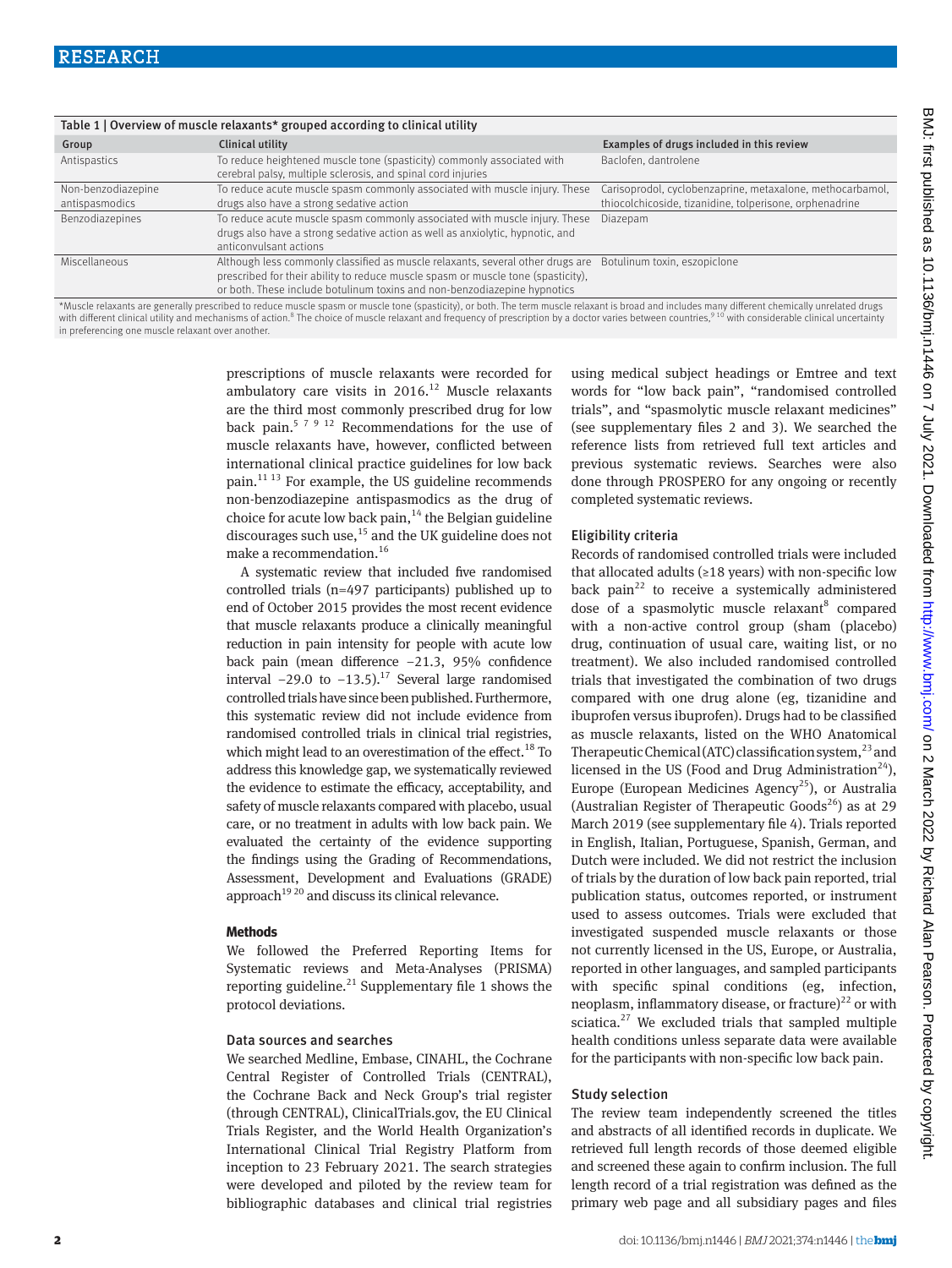Table 1 | Overview of muscle relaxants* grouped according to clinical utility

| Group | Clinical utility | Examples of drugs included in this review |
|---|---|---|
| Antispastics | To reduce heightened muscle tone (spasticity) commonly associated with cerebral palsy, multiple sclerosis, and spinal cord injuries | Baclofen, dantrolene |
| Non-benzodiazepine antispasmodics | To reduce acute muscle spasm commonly associated with muscle injury. These drugs also have a strong sedative action | Carisoprodol, cyclobenzaprine, metaxalone, methocarbamol, thiocolchicoside, tizanidine, tolperisone, orphenadrine |
| Benzodiazepines | To reduce acute muscle spasm commonly associated with muscle injury. These drugs also have a strong sedative action as well as anxiolytic, hypnotic, and anticonvulsant actions | Diazepam |
| Miscellaneous | Although less commonly classified as muscle relaxants, several other drugs are prescribed for their ability to reduce muscle spasm or muscle tone (spasticity), or both. These include botulinum toxins and non-benzodiazepine hypnotics | Botulinum toxin, eszopiclone |

*Muscle relaxants are generally prescribed to reduce muscle spasm or muscle tone (spasticity), or both. The term muscle relaxant is broad and includes many different chemically unrelated drugs with different clinical utility and mechanisms of action.[8] The choice of muscle relaxant and frequency of prescription by a doctor varies between countries,[9 10] with considerable clinical uncertainty in preferencing one muscle relaxant over another.

prescriptions of muscle relaxants were recorded for ambulatory care visits in 2016.[12] Muscle relaxants are the third most commonly prescribed drug for low back pain.[5 7 9 12] Recommendations for the use of muscle relaxants have, however, conflicted between international clinical practice guidelines for low back pain.[11 13] For example, the US guideline recommends non-benzodiazepine antispasmodics as the drug of choice for acute low back pain,[14] the Belgian guideline discourages such use,[15] and the UK guideline does not make a recommendation.[16]

A systematic review that included five randomised controlled trials (n=497 participants) published up to end of October 2015 provides the most recent evidence that muscle relaxants produce a clinically meaningful reduction in pain intensity for people with acute low back pain (mean difference −21.3, 95% confidence interval −29.0 to −13.5).[17] Several large randomised controlled trials have since been published. Furthermore, this systematic review did not include evidence from randomised controlled trials in clinical trial registries, which might lead to an overestimation of the effect.[18] To address this knowledge gap, we systematically reviewed the evidence to estimate the efficacy, acceptability, and safety of muscle relaxants compared with placebo, usual care, or no treatment in adults with low back pain. We evaluated the certainty of the evidence supporting the findings using the Grading of Recommendations, Assessment, Development and Evaluations (GRADE) approach[19 20] and discuss its clinical relevance.

## Methods

We followed the Preferred Reporting Items for Systematic reviews and Meta-Analyses (PRISMA) reporting guideline.[21] Supplementary file 1 shows the protocol deviations.

### Data sources and searches

We searched Medline, Embase, CINAHL, the Cochrane Central Register of Controlled Trials (CENTRAL), the Cochrane Back and Neck Group's trial register (through CENTRAL), ClinicalTrials.gov, the EU Clinical Trials Register, and the World Health Organization's International Clinical Trial Registry Platform from inception to 23 February 2021. The search strategies were developed and piloted by the review team for bibliographic databases and clinical trial registries using medical subject headings or Emtree and text words for "low back pain", "randomised controlled trials", and "spasmolytic muscle relaxant medicines" (see supplementary files 2 and 3). We searched the reference lists from retrieved full text articles and previous systematic reviews. Searches were also done through PROSPERO for any ongoing or recently completed systematic reviews.

### Eligibility criteria

Records of randomised controlled trials were included that allocated adults (≥18 years) with non-specific low back pain[22] to receive a systemically administered dose of a spasmolytic muscle relaxant[8] compared with a non-active control group (sham (placebo) drug, continuation of usual care, waiting list, or no treatment). We also included randomised controlled trials that investigated the combination of two drugs compared with one drug alone (eg, tizanidine and ibuprofen versus ibuprofen). Drugs had to be classified as muscle relaxants, listed on the WHO Anatomical Therapeutic Chemical (ATC) classification system,[23] and licensed in the US (Food and Drug Administration[24]), Europe (European Medicines Agency[25]), or Australia (Australian Register of Therapeutic Goods[26]) as at 29 March 2019 (see supplementary file 4). Trials reported in English, Italian, Portuguese, Spanish, German, and Dutch were included. We did not restrict the inclusion of trials by the duration of low back pain reported, trial publication status, outcomes reported, or instrument used to assess outcomes. Trials were excluded that investigated suspended muscle relaxants or those not currently licensed in the US, Europe, or Australia, reported in other languages, and sampled participants with specific spinal conditions (eg, infection, neoplasm, inflammatory disease, or fracture)[22] or with sciatica.[27] We excluded trials that sampled multiple health conditions unless separate data were available for the participants with non-specific low back pain.

### Study selection

The review team independently screened the titles and abstracts of all identified records in duplicate. We retrieved full length records of those deemed eligible and screened these again to confirm inclusion. The full length record of a trial registration was defined as the primary web page and all subsidiary pages and files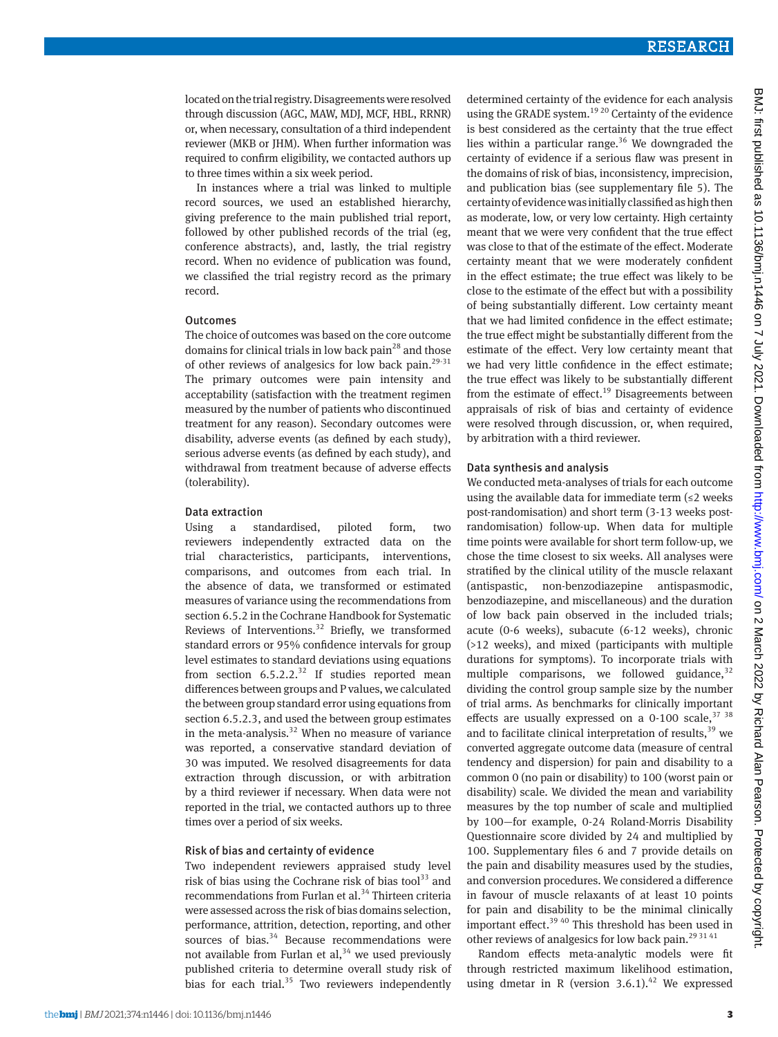located on the trial registry. Disagreements were resolved through discussion (AGC, MAW, MDJ, MCF, HBL, RRNR) or, when necessary, consultation of a third independent reviewer (MKB or JHM). When further information was required to confirm eligibility, we contacted authors up to three times within a six week period.

In instances where a trial was linked to multiple record sources, we used an established hierarchy, giving preference to the main published trial report, followed by other published records of the trial (eg, conference abstracts), and, lastly, the trial registry record. When no evidence of publication was found, we classified the trial registry record as the primary record.

### Outcomes

The choice of outcomes was based on the core outcome domains for clinical trials in low back pain[28] and those of other reviews of analgesics for low back pain.[29-31] The primary outcomes were pain intensity and acceptability (satisfaction with the treatment regimen measured by the number of patients who discontinued treatment for any reason). Secondary outcomes were disability, adverse events (as defined by each study), serious adverse events (as defined by each study), and withdrawal from treatment because of adverse effects (tolerability).

### Data extraction

Using a standardised, piloted form, two reviewers independently extracted data on the trial characteristics, participants, interventions, comparisons, and outcomes from each trial. In the absence of data, we transformed or estimated measures of variance using the recommendations from section 6.5.2 in the Cochrane Handbook for Systematic Reviews of Interventions.[32] Briefly, we transformed standard errors or 95% confidence intervals for group level estimates to standard deviations using equations from section 6.5.2.2.[32] If studies reported mean differences between groups and P values, we calculated the between group standard error using equations from section 6.5.2.3, and used the between group estimates in the meta-analysis.[32] When no measure of variance was reported, a conservative standard deviation of 30 was imputed. We resolved disagreements for data extraction through discussion, or with arbitration by a third reviewer if necessary. When data were not reported in the trial, we contacted authors up to three times over a period of six weeks.

### Risk of bias and certainty of evidence

Two independent reviewers appraised study level risk of bias using the Cochrane risk of bias tool[33] and recommendations from Furlan et al.[34] Thirteen criteria were assessed across the risk of bias domains selection, performance, attrition, detection, reporting, and other sources of bias.[34] Because recommendations were not available from Furlan et al,[34] we used previously published criteria to determine overall study risk of bias for each trial.[35] Two reviewers independently determined certainty of the evidence for each analysis using the GRADE system.[19 20] Certainty of the evidence is best considered as the certainty that the true effect lies within a particular range.[36] We downgraded the certainty of evidence if a serious flaw was present in the domains of risk of bias, inconsistency, imprecision, and publication bias (see supplementary file 5). The certainty of evidence was initially classified as high then as moderate, low, or very low certainty. High certainty meant that we were very confident that the true effect was close to that of the estimate of the effect. Moderate certainty meant that we were moderately confident in the effect estimate; the true effect was likely to be close to the estimate of the effect but with a possibility of being substantially different. Low certainty meant that we had limited confidence in the effect estimate; the true effect might be substantially different from the estimate of the effect. Very low certainty meant that we had very little confidence in the effect estimate; the true effect was likely to be substantially different from the estimate of effect.[19] Disagreements between appraisals of risk of bias and certainty of evidence were resolved through discussion, or, when required, by arbitration with a third reviewer.

### Data synthesis and analysis

We conducted meta-analyses of trials for each outcome using the available data for immediate term (≤2 weeks post-randomisation) and short term (3-13 weeks post-randomisation) follow-up. When data for multiple time points were available for short term follow-up, we chose the time closest to six weeks. All analyses were stratified by the clinical utility of the muscle relaxant (antispastic, non-benzodiazepine antispasmodic, benzodiazepine, and miscellaneous) and the duration of low back pain observed in the included trials; acute (0-6 weeks), subacute (6-12 weeks), chronic (>12 weeks), and mixed (participants with multiple durations for symptoms). To incorporate trials with multiple comparisons, we followed guidance,[32] dividing the control group sample size by the number of trial arms. As benchmarks for clinically important effects are usually expressed on a 0-100 scale,[37 38] and to facilitate clinical interpretation of results,[39] we converted aggregate outcome data (measure of central tendency and dispersion) for pain and disability to a common 0 (no pain or disability) to 100 (worst pain or disability) scale. We divided the mean and variability measures by the top number of scale and multiplied by 100—for example, 0-24 Roland-Morris Disability Questionnaire score divided by 24 and multiplied by 100. Supplementary files 6 and 7 provide details on the pain and disability measures used by the studies, and conversion procedures. We considered a difference in favour of muscle relaxants of at least 10 points for pain and disability to be the minimal clinically important effect.[39 40] This threshold has been used in other reviews of analgesics for low back pain.[29 31 41]

Random effects meta-analytic models were fit through restricted maximum likelihood estimation, using dmetar in R (version 3.6.1).[42] We expressed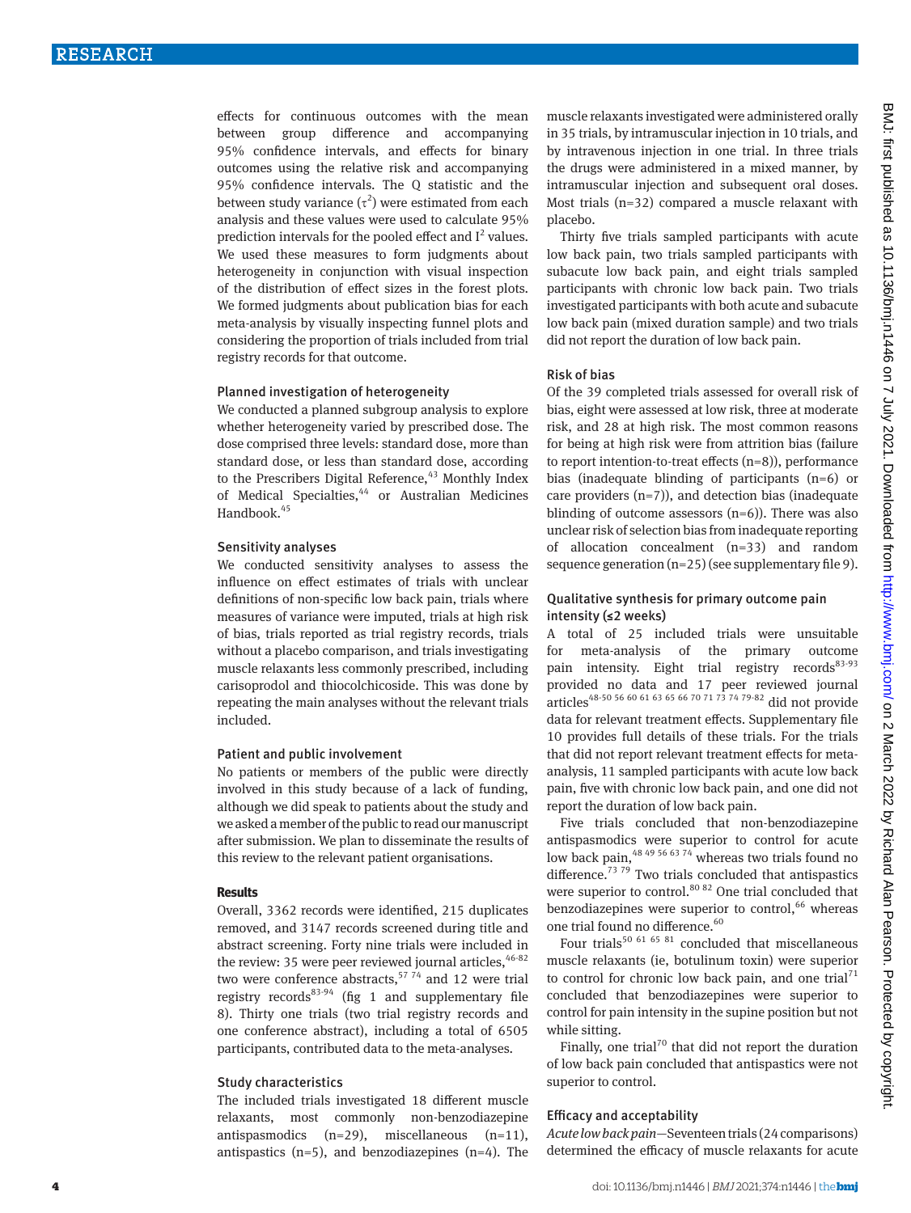effects for continuous outcomes with the mean between group difference and accompanying 95% confidence intervals, and effects for binary outcomes using the relative risk and accompanying 95% confidence intervals. The Q statistic and the between study variance ($\tau^2$) were estimated from each analysis and these values were used to calculate 95% prediction intervals for the pooled effect and $I^2$ values. We used these measures to form judgments about heterogeneity in conjunction with visual inspection of the distribution of effect sizes in the forest plots. We formed judgments about publication bias for each meta-analysis by visually inspecting funnel plots and considering the proportion of trials included from trial registry records for that outcome.

### Planned investigation of heterogeneity

We conducted a planned subgroup analysis to explore whether heterogeneity varied by prescribed dose. The dose comprised three levels: standard dose, more than standard dose, or less than standard dose, according to the Prescribers Digital Reference,[43] Monthly Index of Medical Specialties,[44] or Australian Medicines Handbook.[45]

### Sensitivity analyses

We conducted sensitivity analyses to assess the influence on effect estimates of trials with unclear definitions of non-specific low back pain, trials where measures of variance were imputed, trials at high risk of bias, trials reported as trial registry records, trials without a placebo comparison, and trials investigating muscle relaxants less commonly prescribed, including carisoprodol and thiocolchicoside. This was done by repeating the main analyses without the relevant trials included.

### Patient and public involvement

No patients or members of the public were directly involved in this study because of a lack of funding, although we did speak to patients about the study and we asked a member of the public to read our manuscript after submission. We plan to disseminate the results of this review to the relevant patient organisations.

## Results

Overall, 3362 records were identified, 215 duplicates removed, and 3147 records screened during title and abstract screening. Forty nine trials were included in the review: 35 were peer reviewed journal articles,[46-82] two were conference abstracts,[57 74] and 12 were trial registry records[83-94] (fig 1 and supplementary file 8). Thirty one trials (two trial registry records and one conference abstract), including a total of 6505 participants, contributed data to the meta-analyses.

### Study characteristics

The included trials investigated 18 different muscle relaxants, most commonly non-benzodiazepine antispasmodics (n=29), miscellaneous (n=11), antispastics (n=5), and benzodiazepines (n=4). The muscle relaxants investigated were administered orally in 35 trials, by intramuscular injection in 10 trials, and by intravenous injection in one trial. In three trials the drugs were administered in a mixed manner, by intramuscular injection and subsequent oral doses. Most trials (n=32) compared a muscle relaxant with placebo.

Thirty five trials sampled participants with acute low back pain, two trials sampled participants with subacute low back pain, and eight trials sampled participants with chronic low back pain. Two trials investigated participants with both acute and subacute low back pain (mixed duration sample) and two trials did not report the duration of low back pain.

### Risk of bias

Of the 39 completed trials assessed for overall risk of bias, eight were assessed at low risk, three at moderate risk, and 28 at high risk. The most common reasons for being at high risk were from attrition bias (failure to report intention-to-treat effects (n=8)), performance bias (inadequate blinding of participants (n=6) or care providers (n=7)), and detection bias (inadequate blinding of outcome assessors (n=6)). There was also unclear risk of selection bias from inadequate reporting of allocation concealment (n=33) and random sequence generation (n=25) (see supplementary file 9).

### Qualitative synthesis for primary outcome pain intensity (≤2 weeks)

A total of 25 included trials were unsuitable for meta-analysis of the primary outcome pain intensity. Eight trial registry records[83-93] provided no data and 17 peer reviewed journal articles[48-50 56 60 61 63 65 66 70 71 73 74 79-82] did not provide data for relevant treatment effects. Supplementary file 10 provides full details of these trials. For the trials that did not report relevant treatment effects for meta-analysis, 11 sampled participants with acute low back pain, five with chronic low back pain, and one did not report the duration of low back pain.

Five trials concluded that non-benzodiazepine antispasmodics were superior to control for acute low back pain,[48 49 56 63 74] whereas two trials found no difference.[73 79] Two trials concluded that antispastics were superior to control.[80 82] One trial concluded that benzodiazepines were superior to control,[66] whereas one trial found no difference.[60]

Four trials[50 61 65 81] concluded that miscellaneous muscle relaxants (ie, botulinum toxin) were superior to control for chronic low back pain, and one trial[71] concluded that benzodiazepines were superior to control for pain intensity in the supine position but not while sitting.

Finally, one trial[70] that did not report the duration of low back pain concluded that antispastics were not superior to control.

### Efficacy and acceptability

*Acute low back pain*—Seventeen trials (24 comparisons) determined the efficacy of muscle relaxants for acute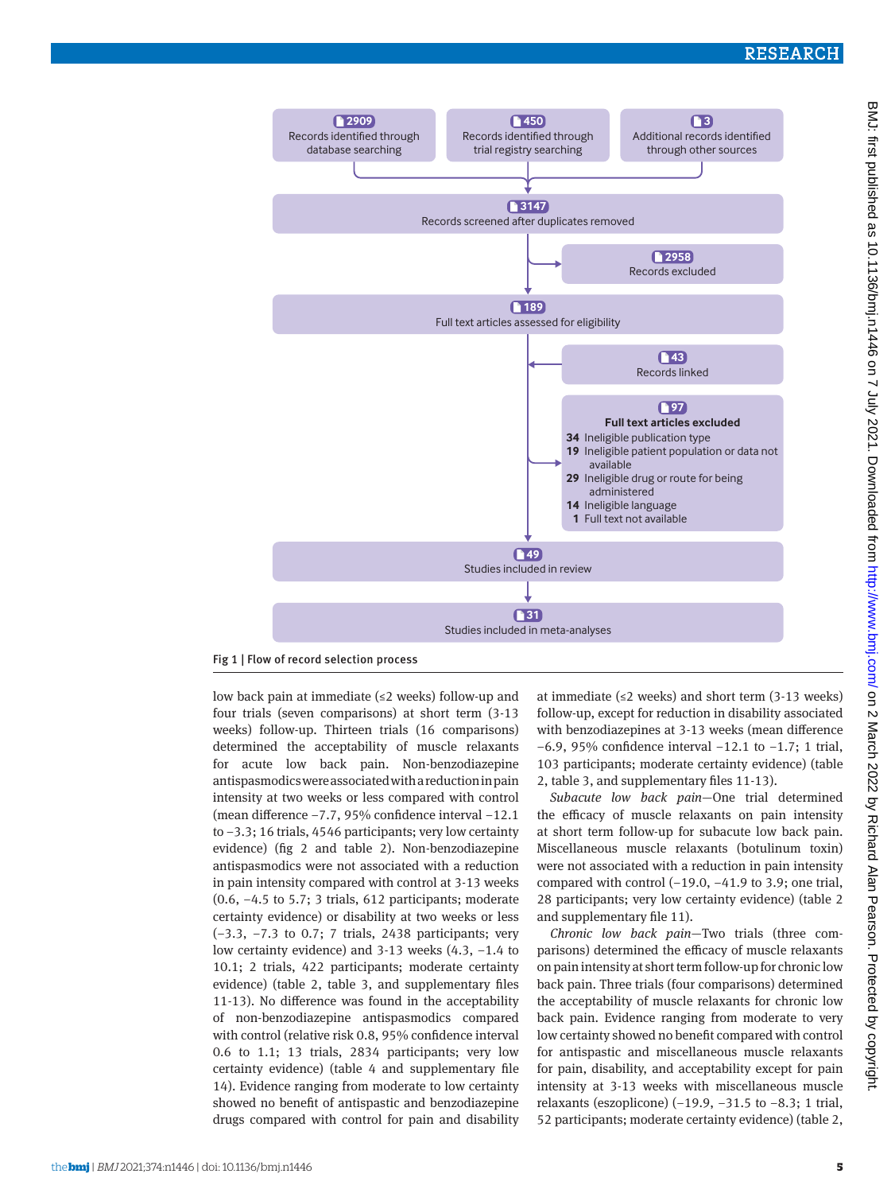2909 Records identified through database searching

450 Records identified through trial registry searching

3 Additional records identified through other sources

3147 Records screened after duplicates removed

2958 Records excluded

189 Full text articles assessed for eligibility

43 Records linked

97 **Full text articles excluded**

- 34 Ineligible publication type
- 19 Ineligible patient population or data not available
- 29 Ineligible drug or route for being administered
- 14 Ineligible language
- 1 Full text not available

49 Studies included in review

31 Studies included in meta-analyses

Fig 1 | Flow of record selection process

low back pain at immediate (≤2 weeks) follow-up and four trials (seven comparisons) at short term (3-13 weeks) follow-up. Thirteen trials (16 comparisons) determined the acceptability of muscle relaxants for acute low back pain. Non-benzodiazepine antispasmodics were associated with a reduction in pain intensity at two weeks or less compared with control (mean difference −7.7, 95% confidence interval −12.1 to −3.3; 16 trials, 4546 participants; very low certainty evidence) (fig 2 and table 2). Non-benzodiazepine antispasmodics were not associated with a reduction in pain intensity compared with control at 3-13 weeks (0.6, −4.5 to 5.7; 3 trials, 612 participants; moderate certainty evidence) or disability at two weeks or less (−3.3, −7.3 to 0.7; 7 trials, 2438 participants; very low certainty evidence) and 3-13 weeks (4.3, −1.4 to 10.1; 2 trials, 422 participants; moderate certainty evidence) (table 2, table 3, and supplementary files 11-13). No difference was found in the acceptability of non-benzodiazepine antispasmodics compared with control (relative risk 0.8, 95% confidence interval 0.6 to 1.1; 13 trials, 2834 participants; very low certainty evidence) (table 4 and supplementary file 14). Evidence ranging from moderate to low certainty showed no benefit of antispastic and benzodiazepine drugs compared with control for pain and disability at immediate (≤2 weeks) and short term (3-13 weeks) follow-up, except for reduction in disability associated with benzodiazepines at 3-13 weeks (mean difference −6.9, 95% confidence interval −12.1 to −1.7; 1 trial, 103 participants; moderate certainty evidence) (table 2, table 3, and supplementary files 11-13).

*Subacute low back pain*—One trial determined the efficacy of muscle relaxants on pain intensity at short term follow-up for subacute low back pain. Miscellaneous muscle relaxants (botulinum toxin) were not associated with a reduction in pain intensity compared with control (−19.0, −41.9 to 3.9; one trial, 28 participants; very low certainty evidence) (table 2 and supplementary file 11).

*Chronic low back pain*—Two trials (three comparisons) determined the efficacy of muscle relaxants on pain intensity at short term follow-up for chronic low back pain. Three trials (four comparisons) determined the acceptability of muscle relaxants for chronic low back pain. Evidence ranging from moderate to very low certainty showed no benefit compared with control for antispastic and miscellaneous muscle relaxants for pain, disability, and acceptability except for pain intensity at 3-13 weeks with miscellaneous muscle relaxants (eszopiclone) (−19.9, −31.5 to −8.3; 1 trial, 52 participants; moderate certainty evidence) (table 2,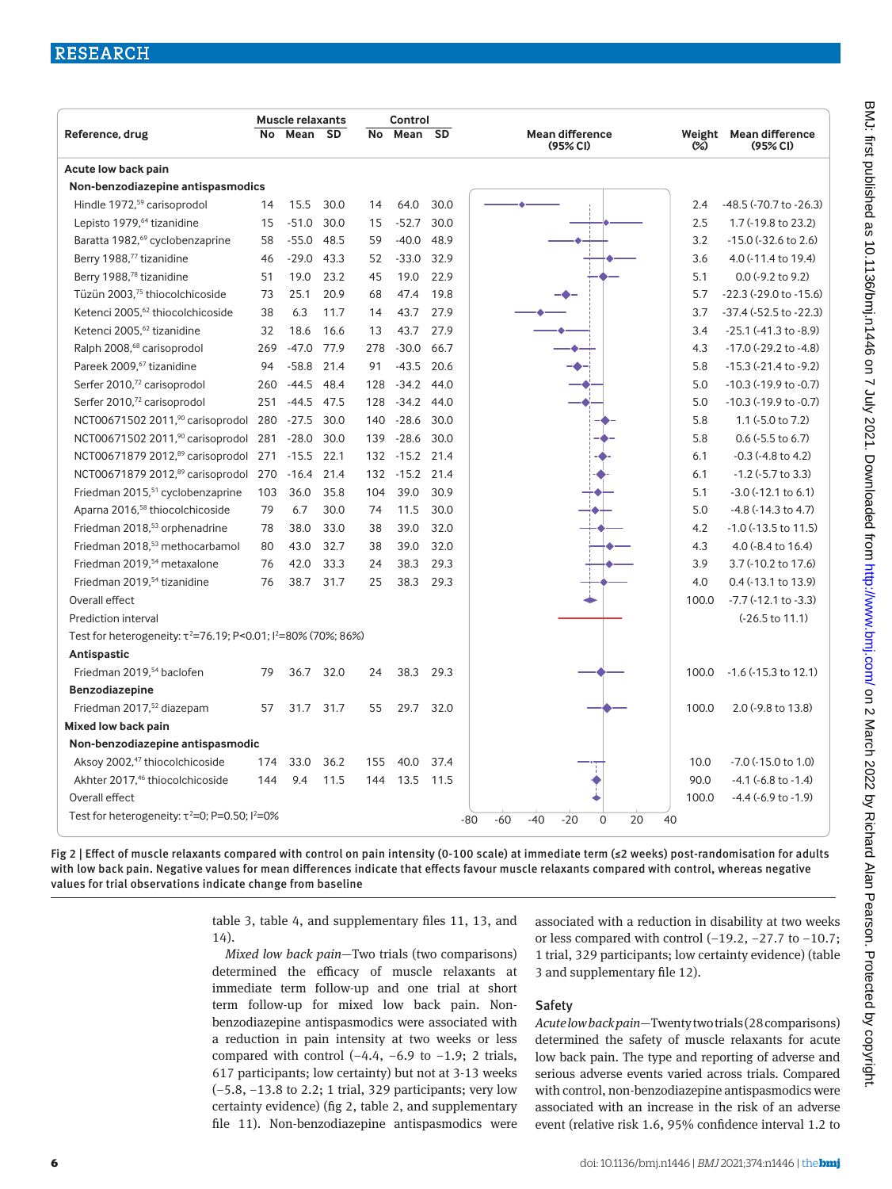| Reference, drug | Muscle relaxants No | Mean | SD | Control No | Mean | SD | Weight (%) | Mean difference (95% CI) |
|---|---|---|---|---|---|---|---|---|
| **Acute low back pain** | | | | | | | | |
| **Non-benzodiazepine antispasmodics** | | | | | | | | |
| Hindle 1972,[59] carisoprodol | 14 | 15.5 | 30.0 | 14 | 64.0 | 30.0 | 2.4 | -48.5 (-70.7 to -26.3) |
| Lepisto 1979,[64] tizanidine | 15 | -51.0 | 30.0 | 15 | -52.7 | 30.0 | 2.5 | 1.7 (-19.8 to 23.2) |
| Baratta 1982,[69] cyclobenzaprine | 58 | -55.0 | 48.5 | 59 | -40.0 | 48.9 | 3.2 | -15.0 (-32.6 to 2.6) |
| Berry 1988,[77] tizanidine | 46 | -29.0 | 43.3 | 52 | -33.0 | 32.9 | 3.6 | 4.0 (-11.4 to 19.4) |
| Berry 1988,[78] tizanidine | 51 | 19.0 | 23.2 | 45 | 19.0 | 22.9 | 5.1 | 0.0 (-9.2 to 9.2) |
| Tüzün 2003,[75] thiocolchicoside | 73 | 25.1 | 20.9 | 68 | 47.4 | 19.8 | 5.7 | -22.3 (-29.0 to -15.6) |
| Ketenci 2005,[62] thiocolchicoside | 38 | 6.3 | 11.7 | 14 | 43.7 | 27.9 | 3.7 | -37.4 (-52.5 to -22.3) |
| Ketenci 2005,[62] tizanidine | 32 | 18.6 | 16.6 | 13 | 43.7 | 27.9 | 3.4 | -25.1 (-41.3 to -8.9) |
| Ralph 2008,[68] carisoprodol | 269 | -47.0 | 77.9 | 278 | -30.0 | 66.7 | 4.3 | -17.0 (-29.2 to -4.8) |
| Pareek 2009,[67] tizanidine | 94 | -58.8 | 21.4 | 91 | -43.5 | 20.6 | 5.8 | -15.3 (-21.4 to -9.2) |
| Serfer 2010,[72] carisoprodol | 260 | -44.5 | 48.4 | 128 | -34.2 | 44.0 | 5.0 | -10.3 (-19.9 to -0.7) |
| Serfer 2010,[72] carisoprodol | 251 | -44.5 | 47.5 | 128 | -34.2 | 44.0 | 5.0 | -10.3 (-19.9 to -0.7) |
| NCT00671502 2011,[90] carisoprodol | 280 | -27.5 | 30.0 | 140 | -28.6 | 30.0 | 5.8 | 1.1 (-5.0 to 7.2) |
| NCT00671502 2011,[90] carisoprodol | 281 | -28.0 | 30.0 | 139 | -28.6 | 30.0 | 5.8 | 0.6 (-5.5 to 6.7) |
| NCT00671879 2012,[89] carisoprodol | 271 | -15.5 | 22.1 | 132 | -15.2 | 21.4 | 6.1 | -0.3 (-4.8 to 4.2) |
| NCT00671879 2012,[89] carisoprodol | 270 | -16.4 | 21.4 | 132 | -15.2 | 21.4 | 6.1 | -1.2 (-5.7 to 3.3) |
| Friedman 2015,[51] cyclobenzaprine | 103 | 36.0 | 35.8 | 104 | 39.0 | 30.9 | 5.1 | -3.0 (-12.1 to 6.1) |
| Aparna 2016,[58] thiocolchicoside | 79 | 6.7 | 30.0 | 74 | 11.5 | 30.0 | 5.0 | -4.8 (-14.3 to 4.7) |
| Friedman 2018,[53] orphenadrine | 78 | 38.0 | 33.0 | 38 | 39.0 | 32.0 | 4.2 | -1.0 (-13.5 to 11.5) |
| Friedman 2018,[53] methocarbamol | 80 | 43.0 | 32.7 | 38 | 39.0 | 32.0 | 4.3 | 4.0 (-8.4 to 16.4) |
| Friedman 2019,[54] metaxalone | 76 | 42.0 | 33.3 | 24 | 38.3 | 29.3 | 3.9 | 3.7 (-10.2 to 17.6) |
| Friedman 2019,[54] tizanidine | 76 | 38.7 | 31.7 | 25 | 38.3 | 29.3 | 4.0 | 0.4 (-13.1 to 13.9) |
| Overall effect | | | | | | | 100.0 | -7.7 (-12.1 to -3.3) |
| Prediction interval | | | | | | | | (-26.5 to 11.1) |
| Test for heterogeneity: $\tau^2$=76.19; P<0.01; $I^2$=80% (70%; 86%) | | | | | | | | |
| **Antispastic** | | | | | | | | |
| Friedman 2019,[54] baclofen | 79 | 36.7 | 32.0 | 24 | 38.3 | 29.3 | 100.0 | -1.6 (-15.3 to 12.1) |
| **Benzodiazepine** | | | | | | | | |
| Friedman 2017,[52] diazepam | 57 | 31.7 | 31.7 | 55 | 29.7 | 32.0 | 100.0 | 2.0 (-9.8 to 13.8) |
| **Mixed low back pain** | | | | | | | | |
| **Non-benzodiazepine antispasmodic** | | | | | | | | |
| Aksoy 2002,[47] thiocolchicoside | 174 | 33.0 | 36.2 | 155 | 40.0 | 37.4 | 10.0 | -7.0 (-15.0 to 1.0) |
| Akhter 2017,[46] thiocolchicoside | 144 | 9.4 | 11.5 | 144 | 13.5 | 11.5 | 90.0 | -4.1 (-6.8 to -1.4) |
| Overall effect | | | | | | | 100.0 | -4.4 (-6.9 to -1.9) |
| Test for heterogeneity: $\tau^2$=0; P=0.50; $I^2$=0% | | | | | | | | |

Fig 2 | Effect of muscle relaxants compared with control on pain intensity (0-100 scale) at immediate term (≤2 weeks) post-randomisation for adults with low back pain. Negative values for mean differences indicate that effects favour muscle relaxants compared with control, whereas negative values for trial observations indicate change from baseline

table 3, table 4, and supplementary files 11, 13, and 14).

*Mixed low back pain*—Two trials (two comparisons) determined the efficacy of muscle relaxants at immediate term follow-up and one trial at short term follow-up for mixed low back pain. Non-benzodiazepine antispasmodics were associated with a reduction in pain intensity at two weeks or less compared with control (−4.4, −6.9 to −1.9; 2 trials, 617 participants; low certainty) but not at 3-13 weeks (−5.8, −13.8 to 2.2; 1 trial, 329 participants; very low certainty evidence) (fig 2, table 2, and supplementary file 11). Non-benzodiazepine antispasmodics were associated with a reduction in disability at two weeks or less compared with control (−19.2, −27.7 to −10.7; 1 trial, 329 participants; low certainty evidence) (table 3 and supplementary file 12).

## Safety

*Acute low back pain*—Twenty two trials (28 comparisons) determined the safety of muscle relaxants for acute low back pain. The type and reporting of adverse and serious adverse events varied across trials. Compared with control, non-benzodiazepine antispasmodics were associated with an increase in the risk of an adverse event (relative risk 1.6, 95% confidence interval 1.2 to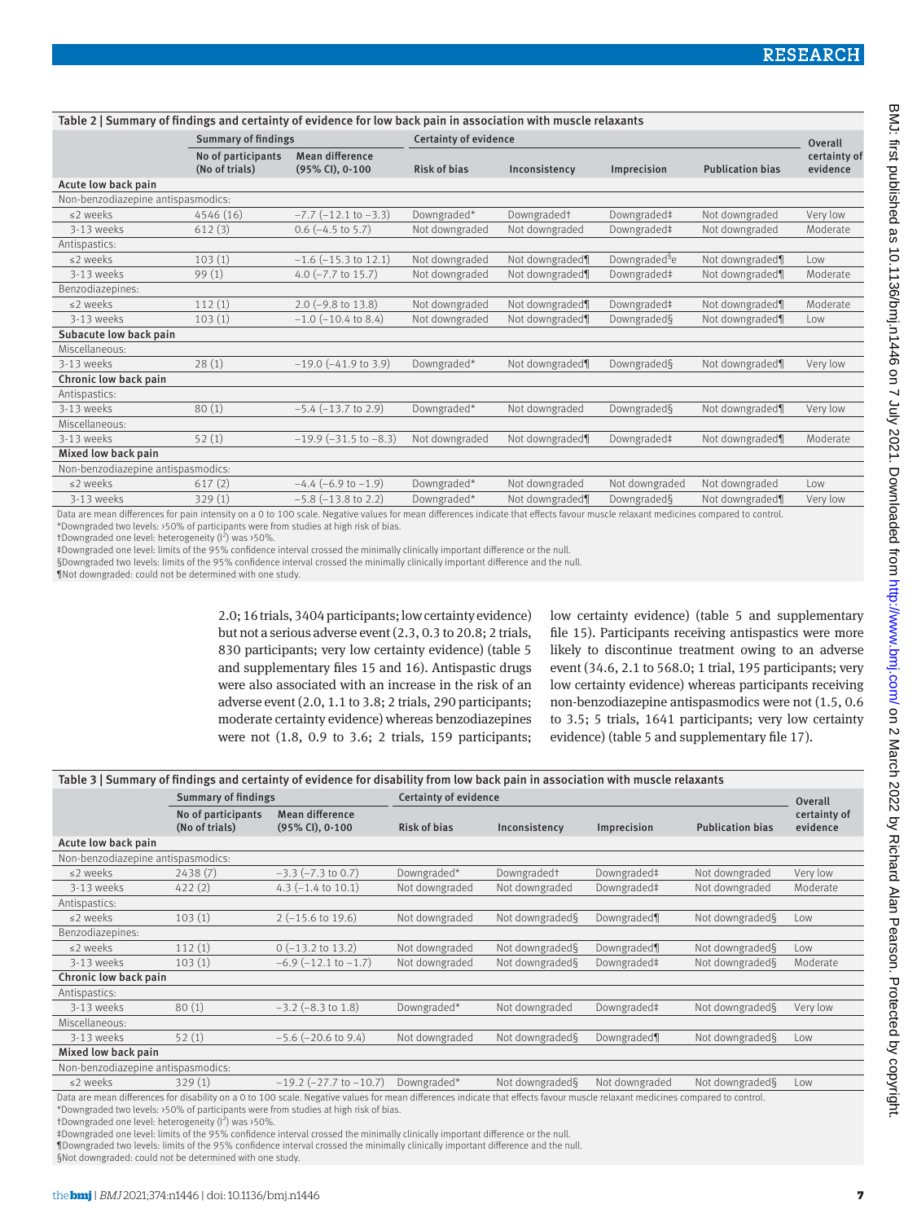Table 2 | Summary of findings and certainty of evidence for low back pain in association with muscle relaxants

| | Summary of findings | | Certainty of evidence | | | | Overall certainty of evidence |
|---|---|---|---|---|---|---|---|
| | No of participants (No of trials) | Mean difference (95% CI), 0-100 | Risk of bias | Inconsistency | Imprecision | Publication bias | |
| **Acute low back pain** | | | | | | | |
| Non-benzodiazepine antispasmodics: | | | | | | | |
| ≤2 weeks | 4546 (16) | −7.7 (−12.1 to −3.3) | Downgraded* | Downgraded† | Downgraded‡ | Not downgraded | Very low |
| 3-13 weeks | 612 (3) | 0.6 (−4.5 to 5.7) | Not downgraded | Not downgraded | Downgraded‡ | Not downgraded | Moderate |
| Antispastics: | | | | | | | |
| ≤2 weeks | 103 (1) | −1.6 (−15.3 to 12.1) | Not downgraded | Not downgraded¶ | Downgraded§e | Not downgraded¶ | Low |
| 3-13 weeks | 99 (1) | 4.0 (−7.7 to 15.7) | Not downgraded | Not downgraded¶ | Downgraded‡ | Not downgraded¶ | Moderate |
| Benzodiazepines: | | | | | | | |
| ≤2 weeks | 112 (1) | 2.0 (−9.8 to 13.8) | Not downgraded | Not downgraded¶ | Downgraded‡ | Not downgraded¶ | Moderate |
| 3-13 weeks | 103 (1) | −1.0 (−10.4 to 8.4) | Not downgraded | Not downgraded¶ | Downgraded§ | Not downgraded¶ | Low |
| **Subacute low back pain** | | | | | | | |
| Miscellaneous: | | | | | | | |
| 3-13 weeks | 28 (1) | −19.0 (−41.9 to 3.9) | Downgraded* | Not downgraded¶ | Downgraded§ | Not downgraded¶ | Very low |
| **Chronic low back pain** | | | | | | | |
| Antispastics: | | | | | | | |
| 3-13 weeks | 80 (1) | −5.4 (−13.7 to 2.9) | Downgraded* | Not downgraded | Downgraded§ | Not downgraded¶ | Very low |
| Miscellaneous: | | | | | | | |
| 3-13 weeks | 52 (1) | −19.9 (−31.5 to −8.3) | Not downgraded | Not downgraded¶ | Downgraded‡ | Not downgraded¶ | Moderate |
| **Mixed low back pain** | | | | | | | |
| Non-benzodiazepine antispasmodics: | | | | | | | |
| ≤2 weeks | 617 (2) | −4.4 (−6.9 to −1.9) | Downgraded* | Not downgraded | Not downgraded | Not downgraded | Low |
| 3-13 weeks | 329 (1) | −5.8 (−13.8 to 2.2) | Downgraded* | Not downgraded¶ | Downgraded§ | Not downgraded¶ | Very low |

Data are mean differences for pain intensity on a 0 to 100 scale. Negative values for mean differences indicate that effects favour muscle relaxant medicines compared to control.
*Downgraded two levels: >50% of participants were from studies at high risk of bias.
†Downgraded one level: heterogeneity ($I^2$) was >50%.
‡Downgraded one level: limits of the 95% confidence interval crossed the minimally clinically important difference or the null.
§Downgraded two levels: limits of the 95% confidence interval crossed the minimally clinically important difference and the null.
¶Not downgraded: could not be determined with one study.

2.0; 16 trials, 3404 participants; low certainty evidence) but not a serious adverse event (2.3, 0.3 to 20.8; 2 trials, 830 participants; very low certainty evidence) (table 5 and supplementary files 15 and 16). Antispastic drugs were also associated with an increase in the risk of an adverse event (2.0, 1.1 to 3.8; 2 trials, 290 participants; moderate certainty evidence) whereas benzodiazepines were not (1.8, 0.9 to 3.6; 2 trials, 159 participants; low certainty evidence) (table 5 and supplementary file 15). Participants receiving antispastics were more likely to discontinue treatment owing to an adverse event (34.6, 2.1 to 568.0; 1 trial, 195 participants; very low certainty evidence) whereas participants receiving non-benzodiazepine antispasmodics were not (1.5, 0.6 to 3.5; 5 trials, 1641 participants; very low certainty evidence) (table 5 and supplementary file 17).

Table 3 | Summary of findings and certainty of evidence for disability from low back pain in association with muscle relaxants

| | Summary of findings | | Certainty of evidence | | | | Overall certainty of evidence |
|---|---|---|---|---|---|---|---|
| | No of participants (No of trials) | Mean difference (95% CI), 0-100 | Risk of bias | Inconsistency | Imprecision | Publication bias | |
| **Acute low back pain** | | | | | | | |
| Non-benzodiazepine antispasmodics: | | | | | | | |
| ≤2 weeks | 2438 (7) | −3.3 (−7.3 to 0.7) | Downgraded* | Downgraded† | Downgraded‡ | Not downgraded | Very low |
| 3-13 weeks | 422 (2) | 4.3 (−1.4 to 10.1) | Not downgraded | Not downgraded | Downgraded‡ | Not downgraded | Moderate |
| Antispastics: | | | | | | | |
| ≤2 weeks | 103 (1) | 2 (−15.6 to 19.6) | Not downgraded | Not downgraded§ | Downgraded¶ | Not downgraded§ | Low |
| Benzodiazepines: | | | | | | | |
| ≤2 weeks | 112 (1) | 0 (−13.2 to 13.2) | Not downgraded | Not downgraded§ | Downgraded¶ | Not downgraded§ | Low |
| 3-13 weeks | 103 (1) | −6.9 (−12.1 to −1.7) | Not downgraded | Not downgraded§ | Downgraded‡ | Not downgraded§ | Moderate |
| **Chronic low back pain** | | | | | | | |
| Antispastics: | | | | | | | |
| 3-13 weeks | 80 (1) | −3.2 (−8.3 to 1.8) | Downgraded* | Not downgraded | Downgraded‡ | Not downgraded§ | Very low |
| Miscellaneous: | | | | | | | |
| 3-13 weeks | 52 (1) | −5.6 (−20.6 to 9.4) | Not downgraded | Not downgraded§ | Downgraded¶ | Not downgraded§ | Low |
| **Mixed low back pain** | | | | | | | |
| Non-benzodiazepine antispasmodics: | | | | | | | |
| ≤2 weeks | 329 (1) | −19.2 (−27.7 to −10.7) | Downgraded* | Not downgraded§ | Not downgraded | Not downgraded§ | Low |

Data are mean differences for disability on a 0 to 100 scale. Negative values for mean differences indicate that effects favour muscle relaxant medicines compared to control.
*Downgraded two levels: >50% of participants were from studies at high risk of bias.
†Downgraded one level: heterogeneity ($I^2$) was >50%.
‡Downgraded one level: limits of the 95% confidence interval crossed the minimally clinically important difference or the null.
¶Downgraded two levels: limits of the 95% confidence interval crossed the minimally clinically important difference and the null.
§Not downgraded: could not be determined with one study.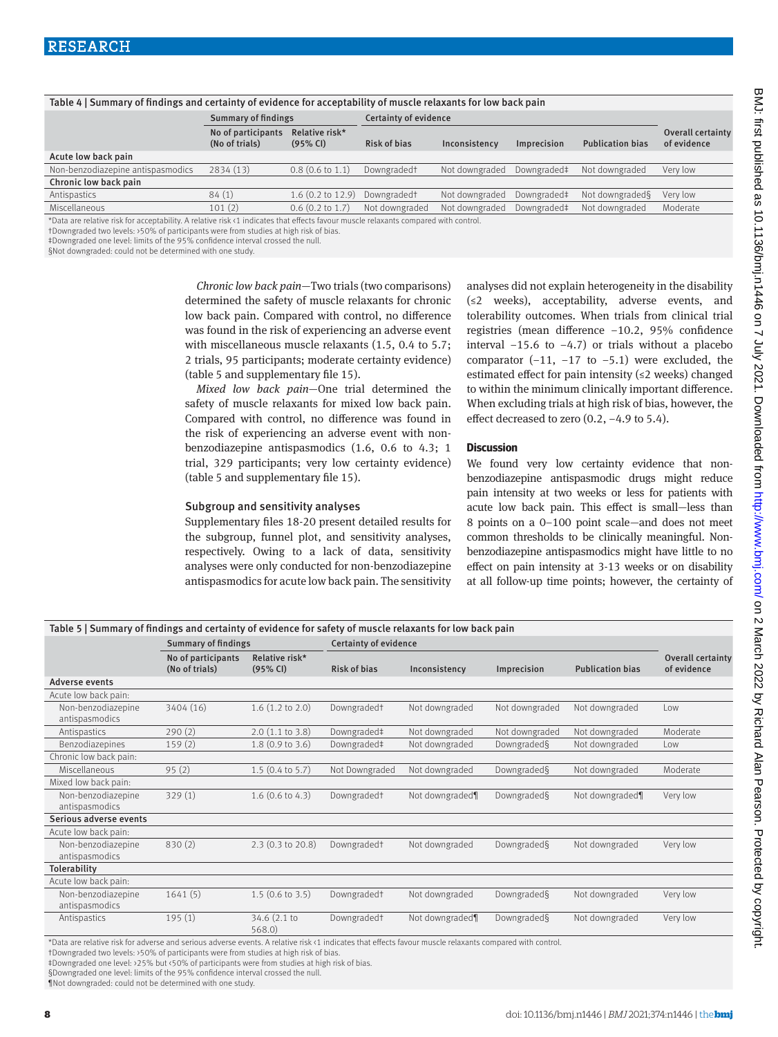**Table 4 | Summary of findings and certainty of evidence for acceptability of muscle relaxants for low back pain**

| | Summary of findings | | Certainty of evidence | | | | |
|---|---|---|---|---|---|---|---|
| | No of participants (No of trials) | Relative risk* (95% CI) | Risk of bias | Inconsistency | Imprecision | Publication bias | Overall certainty of evidence |
| **Acute low back pain** | | | | | | | |
| Non-benzodiazepine antispasmodics | 2834 (13) | 0.8 (0.6 to 1.1) | Downgraded† | Not downgraded | Downgraded‡ | Not downgraded | Very low |
| **Chronic low back pain** | | | | | | | |
| Antispastics | 84 (1) | 1.6 (0.2 to 12.9) | Downgraded† | Not downgraded | Downgraded‡ | Not downgraded§ | Very low |
| Miscellaneous | 101 (2) | 0.6 (0.2 to 1.7) | Not downgraded | Not downgraded | Downgraded‡ | Not downgraded | Moderate |

*Data are relative risk for acceptability. A relative risk <1 indicates that effects favour muscle relaxants compared with control.
†Downgraded two levels: >50% of participants were from studies at high risk of bias.
‡Downgraded one level: limits of the 95% confidence interval crossed the null.
§Not downgraded: could not be determined with one study.

*Chronic low back pain*—Two trials (two comparisons) determined the safety of muscle relaxants for chronic low back pain. Compared with control, no difference was found in the risk of experiencing an adverse event with miscellaneous muscle relaxants (1.5, 0.4 to 5.7; 2 trials, 95 participants; moderate certainty evidence) (table 5 and supplementary file 15).

*Mixed low back pain*—One trial determined the safety of muscle relaxants for mixed low back pain. Compared with control, no difference was found in the risk of experiencing an adverse event with non-benzodiazepine antispasmodics (1.6, 0.6 to 4.3; 1 trial, 329 participants; very low certainty evidence) (table 5 and supplementary file 15).

### Subgroup and sensitivity analyses

Supplementary files 18-20 present detailed results for the subgroup, funnel plot, and sensitivity analyses, respectively. Owing to a lack of data, sensitivity analyses were only conducted for non-benzodiazepine antispasmodics for acute low back pain. The sensitivity analyses did not explain heterogeneity in the disability (≤2 weeks), acceptability, adverse events, and tolerability outcomes. When trials from clinical trial registries (mean difference −10.2, 95% confidence interval −15.6 to −4.7) or trials without a placebo comparator (−11, −17 to −5.1) were excluded, the estimated effect for pain intensity (≤2 weeks) changed to within the minimum clinically important difference. When excluding trials at high risk of bias, however, the effect decreased to zero (0.2, −4.9 to 5.4).

## Discussion

We found very low certainty evidence that non-benzodiazepine antispasmodic drugs might reduce pain intensity at two weeks or less for patients with acute low back pain. This effect is small—less than 8 points on a 0–100 point scale—and does not meet common thresholds to be clinically meaningful. Non-benzodiazepine antispasmodics might have little to no effect on pain intensity at 3-13 weeks or on disability at all follow-up time points; however, the certainty of

**Table 5 | Summary of findings and certainty of evidence for safety of muscle relaxants for low back pain**

| | Summary of findings | | Certainty of evidence | | | | |
|---|---|---|---|---|---|---|---|
| | No of participants (No of trials) | Relative risk* (95% CI) | Risk of bias | Inconsistency | Imprecision | Publication bias | Overall certainty of evidence |
| **Adverse events** | | | | | | | |
| Acute low back pain: | | | | | | | |
| Non-benzodiazepine antispasmodics | 3404 (16) | 1.6 (1.2 to 2.0) | Downgraded† | Not downgraded | Not downgraded | Not downgraded | Low |
| Antispastics | 290 (2) | 2.0 (1.1 to 3.8) | Downgraded‡ | Not downgraded | Not downgraded | Not downgraded | Moderate |
| Benzodiazepines | 159 (2) | 1.8 (0.9 to 3.6) | Downgraded‡ | Not downgraded | Downgraded§ | Not downgraded | Low |
| Chronic low back pain: | | | | | | | |
| Miscellaneous | 95 (2) | 1.5 (0.4 to 5.7) | Not Downgraded | Not downgraded | Downgraded§ | Not downgraded | Moderate |
| Mixed low back pain: | | | | | | | |
| Non-benzodiazepine antispasmodics | 329 (1) | 1.6 (0.6 to 4.3) | Downgraded† | Not downgraded¶ | Downgraded§ | Not downgraded¶ | Very low |
| **Serious adverse events** | | | | | | | |
| Acute low back pain: | | | | | | | |
| Non-benzodiazepine antispasmodics | 830 (2) | 2.3 (0.3 to 20.8) | Downgraded† | Not downgraded | Downgraded§ | Not downgraded | Very low |
| **Tolerability** | | | | | | | |
| Acute low back pain: | | | | | | | |
| Non-benzodiazepine antispasmodics | 1641 (5) | 1.5 (0.6 to 3.5) | Downgraded† | Not downgraded | Downgraded§ | Not downgraded | Very low |
| Antispastics | 195 (1) | 34.6 (2.1 to 568.0) | Downgraded† | Not downgraded¶ | Downgraded§ | Not downgraded | Very low |

*Data are relative risk for adverse and serious adverse events. A relative risk <1 indicates that effects favour muscle relaxants compared with control.
†Downgraded two levels: >50% of participants were from studies at high risk of bias.
‡Downgraded one level: >25% but <50% of participants were from studies at high risk of bias.
§Downgraded one level: limits of the 95% confidence interval crossed the null.
¶Not downgraded: could not be determined with one study.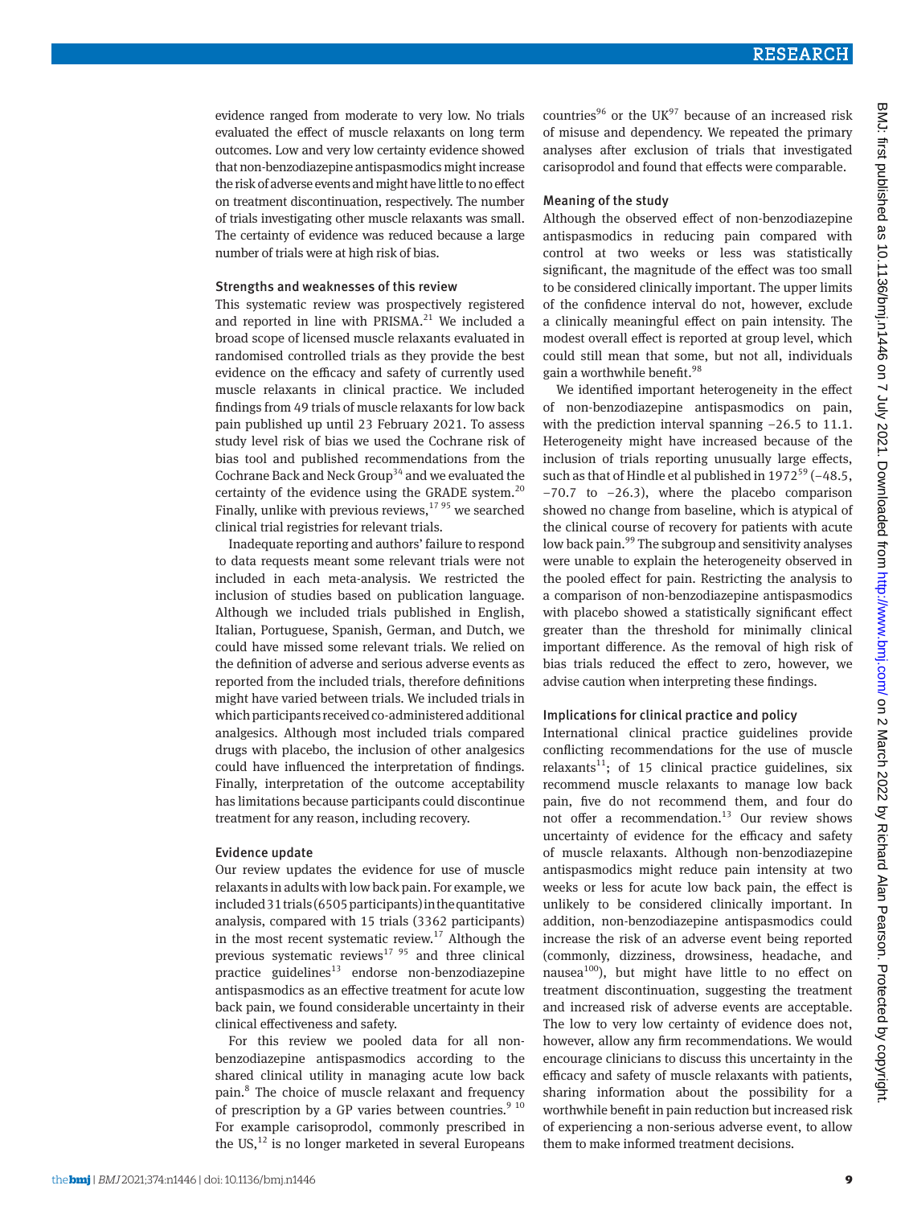evidence ranged from moderate to very low. No trials evaluated the effect of muscle relaxants on long term outcomes. Low and very low certainty evidence showed that non-benzodiazepine antispasmodics might increase the risk of adverse events and might have little to no effect on treatment discontinuation, respectively. The number of trials investigating other muscle relaxants was small. The certainty of evidence was reduced because a large number of trials were at high risk of bias.

### Strengths and weaknesses of this review

This systematic review was prospectively registered and reported in line with PRISMA.[21] We included a broad scope of licensed muscle relaxants evaluated in randomised controlled trials as they provide the best evidence on the efficacy and safety of currently used muscle relaxants in clinical practice. We included findings from 49 trials of muscle relaxants for low back pain published up until 23 February 2021. To assess study level risk of bias we used the Cochrane risk of bias tool and published recommendations from the Cochrane Back and Neck Group[34] and we evaluated the certainty of the evidence using the GRADE system.[20] Finally, unlike with previous reviews,[17,95] we searched clinical trial registries for relevant trials.

Inadequate reporting and authors' failure to respond to data requests meant some relevant trials were not included in each meta-analysis. We restricted the inclusion of studies based on publication language. Although we included trials published in English, Italian, Portuguese, Spanish, German, and Dutch, we could have missed some relevant trials. We relied on the definition of adverse and serious adverse events as reported from the included trials, therefore definitions might have varied between trials. We included trials in which participants received co-administered additional analgesics. Although most included trials compared drugs with placebo, the inclusion of other analgesics could have influenced the interpretation of findings. Finally, interpretation of the outcome acceptability has limitations because participants could discontinue treatment for any reason, including recovery.

### Evidence update

Our review updates the evidence for use of muscle relaxants in adults with low back pain. For example, we included 31 trials (6505 participants) in the quantitative analysis, compared with 15 trials (3362 participants) in the most recent systematic review.[17] Although the previous systematic reviews[17,95] and three clinical practice guidelines[13] endorse non-benzodiazepine antispasmodics as an effective treatment for acute low back pain, we found considerable uncertainty in their clinical effectiveness and safety.

For this review we pooled data for all non-benzodiazepine antispasmodics according to the shared clinical utility in managing acute low back pain.[8] The choice of muscle relaxant and frequency of prescription by a GP varies between countries.[9,10] For example carisoprodol, commonly prescribed in the US,[12] is no longer marketed in several Europeans countries[96] or the UK[97] because of an increased risk of misuse and dependency. We repeated the primary analyses after exclusion of trials that investigated carisoprodol and found that effects were comparable.

### Meaning of the study

Although the observed effect of non-benzodiazepine antispasmodics in reducing pain compared with control at two weeks or less was statistically significant, the magnitude of the effect was too small to be considered clinically important. The upper limits of the confidence interval do not, however, exclude a clinically meaningful effect on pain intensity. The modest overall effect is reported at group level, which could still mean that some, but not all, individuals gain a worthwhile benefit.[98]

We identified important heterogeneity in the effect of non-benzodiazepine antispasmodics on pain, with the prediction interval spanning −26.5 to 11.1. Heterogeneity might have increased because of the inclusion of trials reporting unusually large effects, such as that of Hindle et al published in 1972[59] (−48.5, −70.7 to −26.3), where the placebo comparison showed no change from baseline, which is atypical of the clinical course of recovery for patients with acute low back pain.[99] The subgroup and sensitivity analyses were unable to explain the heterogeneity observed in the pooled effect for pain. Restricting the analysis to a comparison of non-benzodiazepine antispasmodics with placebo showed a statistically significant effect greater than the threshold for minimally clinical important difference. As the removal of high risk of bias trials reduced the effect to zero, however, we advise caution when interpreting these findings.

### Implications for clinical practice and policy

International clinical practice guidelines provide conflicting recommendations for the use of muscle relaxants[11]; of 15 clinical practice guidelines, six recommend muscle relaxants to manage low back pain, five do not recommend them, and four do not offer a recommendation.[13] Our review shows uncertainty of evidence for the efficacy and safety of muscle relaxants. Although non-benzodiazepine antispasmodics might reduce pain intensity at two weeks or less for acute low back pain, the effect is unlikely to be considered clinically important. In addition, non-benzodiazepine antispasmodics could increase the risk of an adverse event being reported (commonly, dizziness, drowsiness, headache, and nausea[100]), but might have little to no effect on treatment discontinuation, suggesting the treatment and increased risk of adverse events are acceptable. The low to very low certainty of evidence does not, however, allow any firm recommendations. We would encourage clinicians to discuss this uncertainty in the efficacy and safety of muscle relaxants with patients, sharing information about the possibility for a worthwhile benefit in pain reduction but increased risk of experiencing a non-serious adverse event, to allow them to make informed treatment decisions.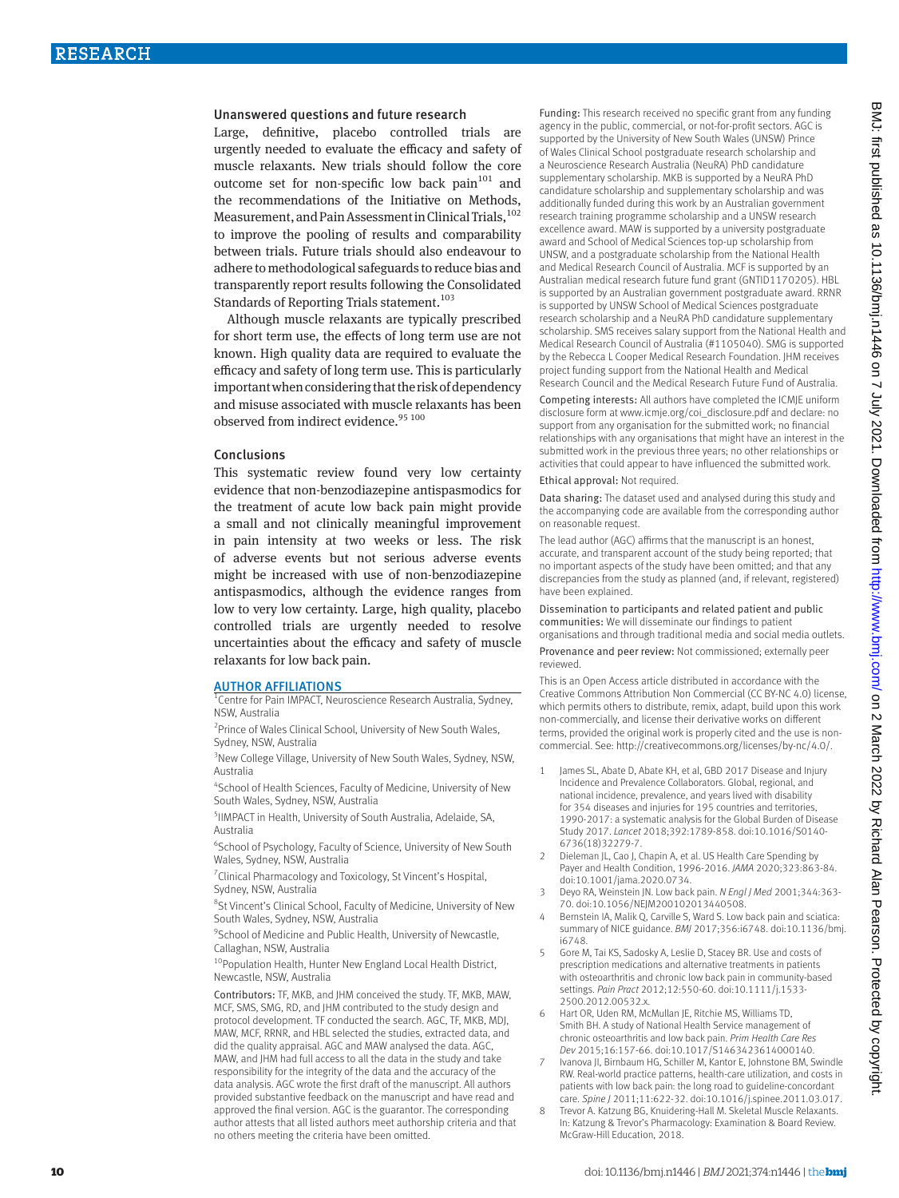## Unanswered questions and future research

Large, definitive, placebo controlled trials are urgently needed to evaluate the efficacy and safety of muscle relaxants. New trials should follow the core outcome set for non-specific low back pain[101] and the recommendations of the Initiative on Methods, Measurement, and Pain Assessment in Clinical Trials,[102] to improve the pooling of results and comparability between trials. Future trials should also endeavour to adhere to methodological safeguards to reduce bias and transparently report results following the Consolidated Standards of Reporting Trials statement.[103]

Although muscle relaxants are typically prescribed for short term use, the effects of long term use are not known. High quality data are required to evaluate the efficacy and safety of long term use. This is particularly important when considering that the risk of dependency and misuse associated with muscle relaxants has been observed from indirect evidence.[95 100]

## Conclusions

This systematic review found very low certainty evidence that non-benzodiazepine antispasmodics for the treatment of acute low back pain might provide a small and not clinically meaningful improvement in pain intensity at two weeks or less. The risk of adverse events but not serious adverse events might be increased with use of non-benzodiazepine antispasmodics, although the evidence ranges from low to very low certainty. Large, high quality, placebo controlled trials are urgently needed to resolve uncertainties about the efficacy and safety of muscle relaxants for low back pain.

## AUTHOR AFFILIATIONS

[1]Centre for Pain IMPACT, Neuroscience Research Australia, Sydney, NSW, Australia

[2]Prince of Wales Clinical School, University of New South Wales, Sydney, NSW, Australia

[3]New College Village, University of New South Wales, Sydney, NSW, Australia

[4]School of Health Sciences, Faculty of Medicine, University of New South Wales, Sydney, NSW, Australia

[5]IIMPACT in Health, University of South Australia, Adelaide, SA, Australia

[6]School of Psychology, Faculty of Science, University of New South Wales, Sydney, NSW, Australia

[7]Clinical Pharmacology and Toxicology, St Vincent's Hospital, Sydney, NSW, Australia

[8]St Vincent's Clinical School, Faculty of Medicine, University of New South Wales, Sydney, NSW, Australia

[9]School of Medicine and Public Health, University of Newcastle, Callaghan, NSW, Australia

[10]Population Health, Hunter New England Local Health District, Newcastle, NSW, Australia

**Contributors:** TF, MKB, and JHM conceived the study. TF, MKB, MAW, MCF, SMS, SMG, RD, and JHM contributed to the study design and protocol development. TF conducted the search. AGC, TF, MKB, MDJ, MAW, MCF, RRNR, and HBL selected the studies, extracted data, and did the quality appraisal. AGC and MAW analysed the data. AGC, MAW, and JHM had full access to all the data in the study and take responsibility for the integrity of the data and the accuracy of the data analysis. AGC wrote the first draft of the manuscript. All authors provided substantive feedback on the manuscript and have read and approved the final version. AGC is the guarantor. The corresponding author attests that all listed authors meet authorship criteria and that no others meeting the criteria have been omitted.

**Funding:** This research received no specific grant from any funding agency in the public, commercial, or not-for-profit sectors. AGC is supported by the University of New South Wales (UNSW) Prince of Wales Clinical School postgraduate research scholarship and a Neuroscience Research Australia (NeuRA) PhD candidature supplementary scholarship. MKB is supported by a NeuRA PhD candidature scholarship and supplementary scholarship and was additionally funded during this work by an Australian government research training programme scholarship and a UNSW research excellence award. MAW is supported by a university postgraduate award and School of Medical Sciences top-up scholarship from UNSW, and a postgraduate scholarship from the National Health and Medical Research Council of Australia. MCF is supported by an Australian medical research future fund grant (GNTID1170205). HBL is supported by an Australian government postgraduate award. RRNR is supported by UNSW School of Medical Sciences postgraduate research scholarship and a NeuRA PhD candidature supplementary scholarship. SMS receives salary support from the National Health and Medical Research Council of Australia (#1105040). SMG is supported by the Rebecca L Cooper Medical Research Foundation. JHM receives project funding support from the National Health and Medical Research Council and the Medical Research Future Fund of Australia.

**Competing interests:** All authors have completed the ICMJE uniform disclosure form at www.icmje.org/coi_disclosure.pdf and declare: no support from any organisation for the submitted work; no financial relationships with any organisations that might have an interest in the submitted work in the previous three years; no other relationships or activities that could appear to have influenced the submitted work.

**Ethical approval:** Not required.

**Data sharing:** The dataset used and analysed during this study and the accompanying code are available from the corresponding author on reasonable request.

The lead author (AGC) affirms that the manuscript is an honest, accurate, and transparent account of the study being reported; that no important aspects of the study have been omitted; and that any discrepancies from the study as planned (and, if relevant, registered) have been explained.

**Dissemination to participants and related patient and public communities:** We will disseminate our findings to patient organisations and through traditional media and social media outlets.

**Provenance and peer review:** Not commissioned; externally peer reviewed.

This is an Open Access article distributed in accordance with the Creative Commons Attribution Non Commercial (CC BY-NC 4.0) license, which permits others to distribute, remix, adapt, build upon this work non-commercially, and license their derivative works on different terms, provided the original work is properly cited and the use is non-commercial. See: http://creativecommons.org/licenses/by-nc/4.0/.

1. James SL, Abate D, Abate KH, et al, GBD 2017 Disease and Injury Incidence and Prevalence Collaborators. Global, regional, and national incidence, prevalence, and years lived with disability for 354 diseases and injuries for 195 countries and territories, 1990-2017: a systematic analysis for the Global Burden of Disease Study 2017. *Lancet* 2018;392:1789-858. doi:10.1016/S0140-6736(18)32279-7.
2. Dieleman JL, Cao J, Chapin A, et al. US Health Care Spending by Payer and Health Condition, 1996-2016. *JAMA* 2020;323:863-84. doi:10.1001/jama.2020.0734.
3. Deyo RA, Weinstein JN. Low back pain. *N Engl J Med* 2001;344:363-70. doi:10.1056/NEJM200102013440508.
4. Bernstein IA, Malik Q, Carville S, Ward S. Low back pain and sciatica: summary of NICE guidance. *BMJ* 2017;356:i6748. doi:10.1136/bmj.i6748.
5. Gore M, Tai KS, Sadosky A, Leslie D, Stacey BR. Use and costs of prescription medications and alternative treatments in patients with osteoarthritis and chronic low back pain in community-based settings. *Pain Pract* 2012;12:550-60. doi:10.1111/j.1533-2500.2012.00532.x.
6. Hart OR, Uden RM, McMullan JE, Ritchie MS, Williams TD, Smith BH. A study of National Health Service management of chronic osteoarthritis and low back pain. *Prim Health Care Res Dev* 2015;16:157-66. doi:10.1017/S1463423614000140.
7. Ivanova JI, Birnbaum HG, Schiller M, Kantor E, Johnstone BM, Swindle RW. Real-world practice patterns, health-care utilization, and costs in patients with low back pain: the long road to guideline-concordant care. *Spine J* 2011;11:622-32. doi:10.1016/j.spinee.2011.03.017.
8. Trevor A. Katzung BG, Knuidering-Hall M. Skeletal Muscle Relaxants. In: Katzung & Trevor's Pharmacology: Examination & Board Review. McGraw-Hill Education, 2018.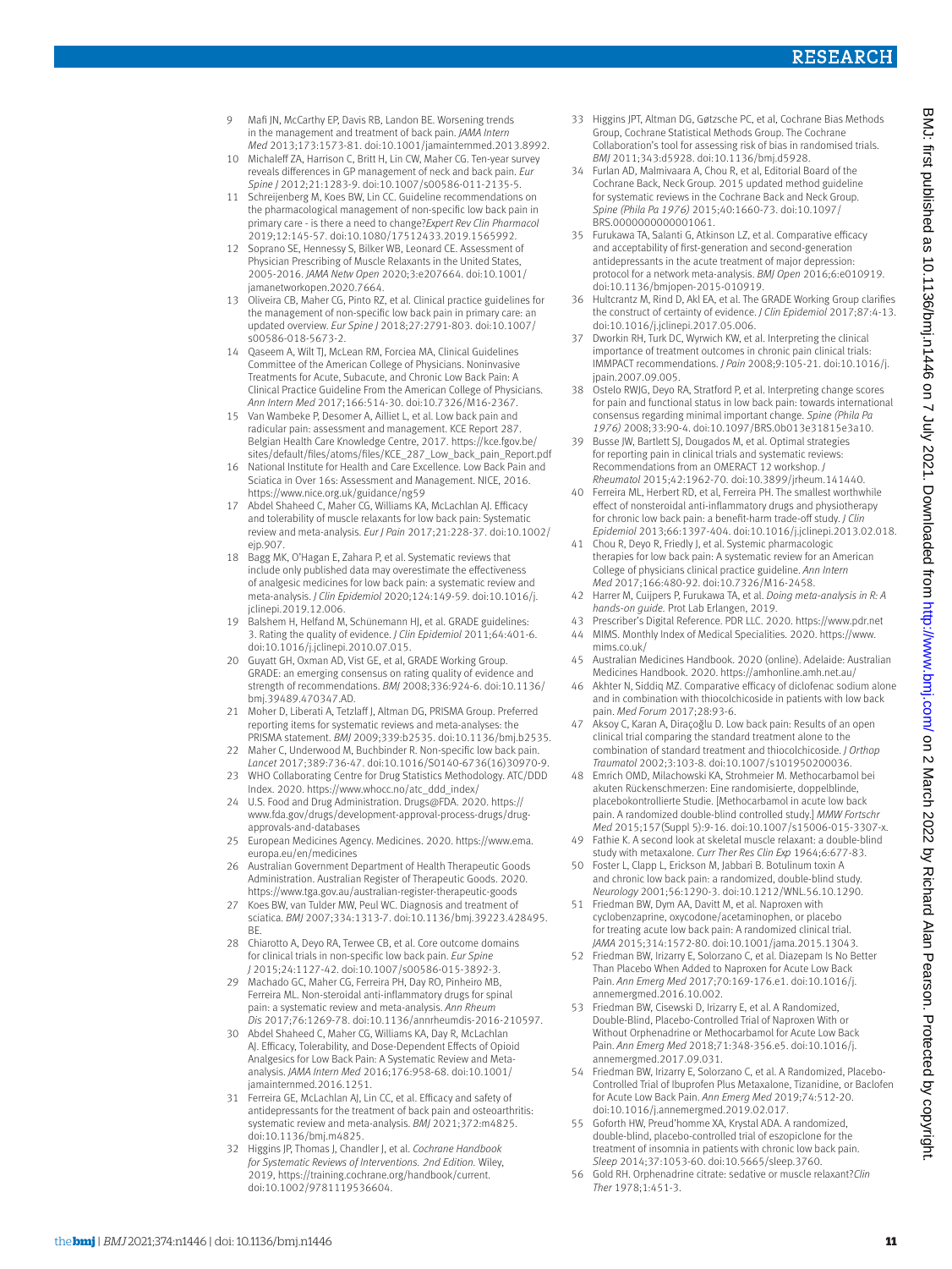9 Mafi JN, McCarthy EP, Davis RB, Landon BE. Worsening trends in the management and treatment of back pain. *JAMA Intern Med* 2013;173:1573-81. doi:10.1001/jamainternmed.2013.8992.
10 Michaleff ZA, Harrison C, Britt H, Lin CW, Maher CG. Ten-year survey reveals differences in GP management of neck and back pain. *Eur Spine J* 2012;21:1283-9. doi:10.1007/s00586-011-2135-5.
11 Schreijenberg M, Koes BW, Lin CC. Guideline recommendations on the pharmacological management of non-specific low back pain in primary care - is there a need to change?*Expert Rev Clin Pharmacol* 2019;12:145-57. doi:10.1080/17512433.2019.1565992.
12 Soprano SE, Hennessy S, Bilker WB, Leonard CE. Assessment of Physician Prescribing of Muscle Relaxants in the United States, 2005-2016. *JAMA Netw Open* 2020;3:e207664. doi:10.1001/jamanetworkopen.2020.7664.
13 Oliveira CB, Maher CG, Pinto RZ, et al. Clinical practice guidelines for the management of non-specific low back pain in primary care: an updated overview. *Eur Spine J* 2018;27:2791-803. doi:10.1007/s00586-018-5673-2.
14 Qaseem A, Wilt TJ, McLean RM, Forciea MA, Clinical Guidelines Committee of the American College of Physicians. Noninvasive Treatments for Acute, Subacute, and Chronic Low Back Pain: A Clinical Practice Guideline From the American College of Physicians. *Ann Intern Med* 2017;166:514-30. doi:10.7326/M16-2367.
15 Van Wambeke P, Desomer A, Ailliet L, et al. Low back pain and radicular pain: assessment and management. KCE Report 287. Belgian Health Care Knowledge Centre, 2017. https://kce.fgov.be/sites/default/files/atoms/files/KCE_287_Low_back_pain_Report.pdf
16 National Institute for Health and Care Excellence. Low Back Pain and Sciatica in Over 16s: Assessment and Management. NICE, 2016. https://www.nice.org.uk/guidance/ng59
17 Abdel Shaheed C, Maher CG, Williams KA, McLachlan AJ. Efficacy and tolerability of muscle relaxants for low back pain: Systematic review and meta-analysis. *Eur J Pain* 2017;21:228-37. doi:10.1002/ejp.907.
18 Bagg MK, O'Hagan E, Zahara P, et al. Systematic reviews that include only published data may overestimate the effectiveness of analgesic medicines for low back pain: a systematic review and meta-analysis. *J Clin Epidemiol* 2020;124:149-59. doi:10.1016/j.jclinepi.2019.12.006.
19 Balshem H, Helfand M, Schünemann HJ, et al. GRADE guidelines: 3. Rating the quality of evidence. *J Clin Epidemiol* 2011;64:401-6. doi:10.1016/j.jclinepi.2010.07.015.
20 Guyatt GH, Oxman AD, Vist GE, et al, GRADE Working Group. GRADE: an emerging consensus on rating quality of evidence and strength of recommendations. *BMJ* 2008;336:924-6. doi:10.1136/bmj.39489.470347.AD.
21 Moher D, Liberati A, Tetzlaff J, Altman DG, PRISMA Group. Preferred reporting items for systematic reviews and meta-analyses: the PRISMA statement. *BMJ* 2009;339:b2535. doi:10.1136/bmj.b2535.
22 Maher C, Underwood M, Buchbinder R. Non-specific low back pain. *Lancet* 2017;389:736-47. doi:10.1016/S0140-6736(16)30970-9.
23 WHO Collaborating Centre for Drug Statistics Methodology. ATC/DDD Index. 2020. https://www.whocc.no/atc_ddd_index/
24 U.S. Food and Drug Administration. Drugs@FDA. 2020. https://www.fda.gov/drugs/development-approval-process-drugs/drug-approvals-and-databases
25 European Medicines Agency. Medicines. 2020. https://www.ema.europa.eu/en/medicines
26 Australian Government Department of Health Therapeutic Goods Administration. Australian Register of Therapeutic Goods. 2020. https://www.tga.gov.au/australian-register-therapeutic-goods
27 Koes BW, van Tulder MW, Peul WC. Diagnosis and treatment of sciatica. *BMJ* 2007;334:1313-7. doi:10.1136/bmj.39223.428495.BE.
28 Chiarotto A, Deyo RA, Terwee CB, et al. Core outcome domains for clinical trials in non-specific low back pain. *Eur Spine J* 2015;24:1127-42. doi:10.1007/s00586-015-3892-3.
29 Machado GC, Maher CG, Ferreira PH, Day RO, Pinheiro MB, Ferreira ML. Non-steroidal anti-inflammatory drugs for spinal pain: a systematic review and meta-analysis. *Ann Rheum Dis* 2017;76:1269-78. doi:10.1136/annrheumdis-2016-210597.
30 Abdel Shaheed C, Maher CG, Williams KA, Day R, McLachlan AJ. Efficacy, Tolerability, and Dose-Dependent Effects of Opioid Analgesics for Low Back Pain: A Systematic Review and Meta-analysis. *JAMA Intern Med* 2016;176:958-68. doi:10.1001/jamainternmed.2016.1251.
31 Ferreira GE, McLachlan AJ, Lin CC, et al. Efficacy and safety of antidepressants for the treatment of back pain and osteoarthritis: systematic review and meta-analysis. *BMJ* 2021;372:m4825. doi:10.1136/bmj.m4825.
32 Higgins JP, Thomas J, Chandler J, et al. *Cochrane Handbook for Systematic Reviews of Interventions. 2nd Edition.* Wiley, 2019, https://training.cochrane.org/handbook/current. doi:10.1002/9781119536604.
33 Higgins JPT, Altman DG, Gøtzsche PC, et al, Cochrane Bias Methods Group, Cochrane Statistical Methods Group. The Cochrane Collaboration's tool for assessing risk of bias in randomised trials. *BMJ* 2011;343:d5928. doi:10.1136/bmj.d5928.
34 Furlan AD, Malmivaara A, Chou R, et al, Editorial Board of the Cochrane Back, Neck Group. 2015 updated method guideline for systematic reviews in the Cochrane Back and Neck Group. *Spine (Phila Pa 1976)* 2015;40:1660-73. doi:10.1097/BRS.0000000000001061.
35 Furukawa TA, Salanti G, Atkinson LZ, et al. Comparative efficacy and acceptability of first-generation and second-generation antidepressants in the acute treatment of major depression: protocol for a network meta-analysis. *BMJ Open* 2016;6:e010919. doi:10.1136/bmjopen-2015-010919.
36 Hultcrantz M, Rind D, Akl EA, et al. The GRADE Working Group clarifies the construct of certainty of evidence. *J Clin Epidemiol* 2017;87:4-13. doi:10.1016/j.jclinepi.2017.05.006.
37 Dworkin RH, Turk DC, Wyrwich KW, et al. Interpreting the clinical importance of treatment outcomes in chronic pain clinical trials: IMMPACT recommendations. *J Pain* 2008;9:105-21. doi:10.1016/j.jpain.2007.09.005.
38 Ostelo RWJG, Deyo RA, Stratford P, et al. Interpreting change scores for pain and functional status in low back pain: towards international consensus regarding minimal important change. *Spine (Phila Pa 1976)* 2008;33:90-4. doi:10.1097/BRS.0b013e31815e3a10.
39 Busse JW, Bartlett SJ, Dougados M, et al. Optimal strategies for reporting pain in clinical trials and systematic reviews: Recommendations from an OMERACT 12 workshop. *J Rheumatol* 2015;42:1962-70. doi:10.3899/jrheum.141440.
40 Ferreira ML, Herbert RD, et al, Ferreira PH. The smallest worthwhile effect of nonsteroidal anti-inflammatory drugs and physiotherapy for chronic low back pain: a benefit-harm trade-off study. *J Clin Epidemiol* 2013;66:1397-404. doi:10.1016/j.jclinepi.2013.02.018.
41 Chou R, Deyo R, Friedly J, et al. Systemic pharmacologic therapies for low back pain: A systematic review for an American College of physicians clinical practice guideline. *Ann Intern Med* 2017;166:480-92. doi:10.7326/M16-2458.
42 Harrer M, Cuijpers P, Furukawa TA, et al. *Doing meta-analysis in R: A hands-on guide.* Prot Lab Erlangen, 2019.
43 Prescriber's Digital Reference. PDR LLC. 2020. https://www.pdr.net
44 MIMS. Monthly Index of Medical Specialities. 2020. https://www.mims.co.uk/
45 Australian Medicines Handbook. 2020 (online). Adelaide: Australian Medicines Handbook. 2020. https://amhonline.amh.net.au/
46 Akhter N, Siddiq MZ. Comparative efficacy of diclofenac sodium alone and in combination with thiocolchicoside in patients with low back pain. *Med Forum* 2017;28:93-6.
47 Aksoy C, Karan A, Diraçoğlu D. Low back pain: Results of an open clinical trial comparing the standard treatment alone to the combination of standard treatment and thiocolchicoside. *J Orthop Traumatol* 2002;3:103-8. doi:10.1007/s101950200036.
48 Emrich OMD, Milachowski KA, Strohmeier M. Methocarbamol bei akuten Rückenschmerzen: Eine randomisierte, doppelblinde, placebokontrollierte Studie. [Methocarbamol in acute low back pain. A randomized double-blind controlled study.] *MMW Fortschr Med* 2015;157(Suppl 5):9-16. doi:10.1007/s15006-015-3307-x.
49 Fathie K. A second look at skeletal muscle relaxant: a double-blind study with metaxalone. *Curr Ther Res Clin Exp* 1964;6:677-83.
50 Foster L, Clapp L, Erickson M, Jabbari B. Botulinum toxin A and chronic low back pain: a randomized, double-blind study. *Neurology* 2001;56:1290-3. doi:10.1212/WNL.56.10.1290.
51 Friedman BW, Dym AA, Davitt M, et al. Naproxen with cyclobenzaprine, oxycodone/acetaminophen, or placebo for treating acute low back pain: A randomized clinical trial. *JAMA* 2015;314:1572-80. doi:10.1001/jama.2015.13043.
52 Friedman BW, Irizarry E, Solorzano C, et al. Diazepam Is No Better Than Placebo When Added to Naproxen for Acute Low Back Pain. *Ann Emerg Med* 2017;70:169-176.e1. doi:10.1016/j.annemergmed.2016.10.002.
53 Friedman BW, Cisewski D, Irizarry E, et al. A Randomized, Double-Blind, Placebo-Controlled Trial of Naproxen With or Without Orphenadrine or Methocarbamol for Acute Low Back Pain. *Ann Emerg Med* 2018;71:348-356.e5. doi:10.1016/j.annemergmed.2017.09.031.
54 Friedman BW, Irizarry E, Solorzano C, et al. A Randomized, Placebo-Controlled Trial of Ibuprofen Plus Metaxalone, Tizanidine, or Baclofen for Acute Low Back Pain. *Ann Emerg Med* 2019;74:512-20. doi:10.1016/j.annemergmed.2019.02.017.
55 Goforth HW, Preud'homme XA, Krystal ADA. A randomized, double-blind, placebo-controlled trial of eszopiclone for the treatment of insomnia in patients with chronic low back pain. *Sleep* 2014;37:1053-60. doi:10.5665/sleep.3760.
56 Gold RH. Orphenadrine citrate: sedative or muscle relaxant?*Clin Ther* 1978;1:451-3.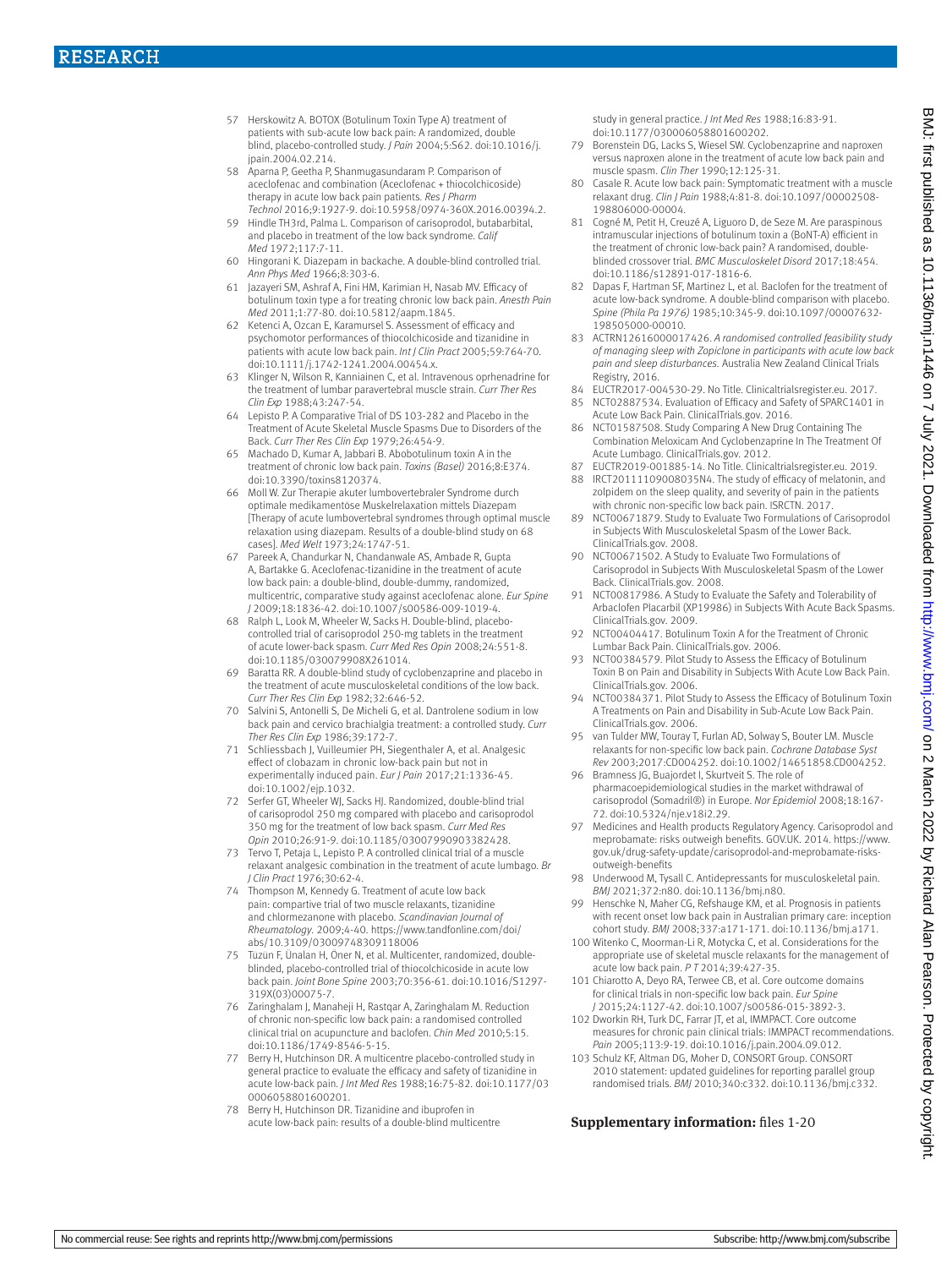57 Herskowitz A. BOTOX (Botulinum Toxin Type A) treatment of patients with sub-acute low back pain: A randomized, double blind, placebo-controlled study. *J Pain* 2004;5:S62. doi:10.1016/j.jpain.2004.02.214.

58 Aparna P, Geetha P, Shanmugasundaram P. Comparison of aceclofenac and combination (Aceclofenac + thiocolchicoside) therapy in acute low back pain patients. *Res J Pharm Technol* 2016;9:1927-9. doi:10.5958/0974-360X.2016.00394.2.

59 Hindle TH3rd, Palma L. Comparison of carisoprodol, butabarbital, and placebo in treatment of the low back syndrome. *Calif Med* 1972;117:7-11.

60 Hingorani K. Diazepam in backache. A double-blind controlled trial. *Ann Phys Med* 1966;8:303-6.

61 Jazayeri SM, Ashraf A, Fini HM, Karimian H, Nasab MV. Efficacy of botulinum toxin type a for treating chronic low back pain. *Anesth Pain Med* 2011;1:77-80. doi:10.5812/aapm.1845.

62 Ketenci A, Ozcan E, Karamursel S. Assessment of efficacy and psychomotor performances of thiocolchicoside and tizanidine in patients with acute low back pain. *Int J Clin Pract* 2005;59:764-70. doi:10.1111/j.1742-1241.2004.00454.x.

63 Klinger N, Wilson R, Kanniainen C, et al. Intravenous orphenadrine for the treatment of lumbar paravertebral muscle strain. *Curr Ther Res Clin Exp* 1988;43:247-54.

64 Lepisto P. A Comparative Trial of DS 103-282 and Placebo in the Treatment of Acute Skeletal Muscle Spasms Due to Disorders of the Back. *Curr Ther Res Clin Exp* 1979;26:454-9.

65 Machado D, Kumar A, Jabbari B. Abobotulinum toxin A in the treatment of chronic low back pain. *Toxins (Basel)* 2016;8:E374. doi:10.3390/toxins8120374.

66 Moll W. Zur Therapie akuter lumbovertebraler Syndrome durch optimale medikamentöse Muskelrelaxation mittels Diazepam [Therapy of acute lumbovertebral syndromes through optimal muscle relaxation using diazepam. Results of a double-blind study on 68 cases]. *Med Welt* 1973;24:1747-51.

67 Pareek A, Chandurkar N, Chandanwale AS, Ambade R, Gupta A, Bartakke G. Aceclofenac-tizanidine in the treatment of acute low back pain: a double-blind, double-dummy, randomized, multicentric, comparative study against aceclofenac alone. *Eur Spine J* 2009;18:1836-42. doi:10.1007/s00586-009-1019-4.

68 Ralph L, Look M, Wheeler W, Sacks H. Double-blind, placebo-controlled trial of carisoprodol 250-mg tablets in the treatment of acute lower-back spasm. *Curr Med Res Opin* 2008;24:551-8. doi:10.1185/030079908X261014.

69 Baratta RR. A double-blind study of cyclobenzaprine and placebo in the treatment of acute musculoskeletal conditions of the low back. *Curr Ther Res Clin Exp* 1982;32:646-52.

70 Salvini S, Antonelli S, De Micheli G, et al. Dantrolene sodium in low back pain and cervico brachialgia treatment: a controlled study. *Curr Ther Res Clin Exp* 1986;39:172-7.

71 Schliessbach J, Vuilleumier PH, Siegenthaler A, et al. Analgesic effect of clobazam in chronic low-back pain but not in experimentally induced pain. *Eur J Pain* 2017;21:1336-45. doi:10.1002/ejp.1032.

72 Serfer GT, Wheeler WJ, Sacks HJ. Randomized, double-blind trial of carisoprodol 250 mg compared with placebo and carisoprodol 350 mg for the treatment of low back spasm. *Curr Med Res Opin* 2010;26:91-9. doi:10.1185/03007990903382428.

73 Tervo T, Petaja L, Lepisto P. A controlled clinical trial of a muscle relaxant analgesic combination in the treatment of acute lumbago. *Br J Clin Pract* 1976;30:62-4.

74 Thompson M, Kennedy G. Treatment of acute low back pain: compartive trial of two muscle relaxants, tizanidine and chlormezanone with placebo. *Scandinavian Journal of Rheumatology.* 2009;4-40. https://www.tandfonline.com/doi/abs/10.3109/03009748309118006

75 Tüzün F, Ünalan H, Öner N, et al. Multicenter, randomized, double-blinded, placebo-controlled trial of thiocolchicoside in acute low back pain. *Joint Bone Spine* 2003;70:356-61. doi:10.1016/S1297-319X(03)00075-7.

76 Zaringhalam J, Manaheji H, Rastqar A, Zaringhalam M. Reduction of chronic non-specific low back pain: a randomised controlled clinical trial on acupuncture and baclofen. *Chin Med* 2010;5:15. doi:10.1186/1749-8546-5-15.

77 Berry H, Hutchinson DR. A multicentre placebo-controlled study in general practice to evaluate the efficacy and safety of tizanidine in acute low-back pain. *J Int Med Res* 1988;16:75-82. doi:10.1177/030006058801600201.

78 Berry H, Hutchinson DR. Tizanidine and ibuprofen in acute low-back pain: results of a double-blind multicentre study in general practice. *J Int Med Res* 1988;16:83-91. doi:10.1177/030006058801600202.

79 Borenstein DG, Lacks S, Wiesel SW. Cyclobenzaprine and naproxen versus naproxen alone in the treatment of acute low back pain and muscle spasm. *Clin Ther* 1990;12:125-31.

80 Casale R. Acute low back pain: Symptomatic treatment with a muscle relaxant drug. *Clin J Pain* 1988;4:81-8. doi:10.1097/00002508-198806000-00004.

81 Cogné M, Petit H, Creuzé A, Liguoro D, de Seze M. Are paraspinous intramuscular injections of botulinum toxin a (BoNT-A) efficient in the treatment of chronic low-back pain? A randomised, double-blinded crossover trial. *BMC Musculoskelet Disord* 2017;18:454. doi:10.1186/s12891-017-1816-6.

82 Dapas F, Hartman SF, Martinez L, et al. Baclofen for the treatment of acute low-back syndrome. A double-blind comparison with placebo. *Spine (Phila Pa 1976)* 1985;10:345-9. doi:10.1097/00007632-198505000-00010.

83 ACTRN12616000017426. *A randomised controlled feasibility study of managing sleep with Zopiclone in participants with acute low back pain and sleep disturbances.* Australia New Zealand Clinical Trials Registry, 2016.

84 EUCTR2017-004530-29. No Title. Clinicaltrialsregister.eu. 2017.

85 NCT02887534. Evaluation of Efficacy and Safety of SPARC1401 in Acute Low Back Pain. ClinicalTrials.gov. 2016.

86 NCT01587508. Study Comparing A New Drug Containing The Combination Meloxicam And Cyclobenzaprine In The Treatment Of Acute Lumbago. ClinicalTrials.gov. 2012.

87 EUCTR2019-001885-14. No Title. Clinicaltrialsregister.eu. 2019.

88 IRCT20111109008035N4. The study of efficacy of melatonin, and zolpidem on the sleep quality, and severity of pain in the patients with chronic non-specific low back pain. ISRCTN. 2017.

89 NCT00671879. Study to Evaluate Two Formulations of Carisoprodol in Subjects With Musculoskeletal Spasm of the Lower Back. ClinicalTrials.gov. 2008.

90 NCT00671502. A Study to Evaluate Two Formulations of Carisoprodol in Subjects With Musculoskeletal Spasm of the Lower Back. ClinicalTrials.gov. 2008.

91 NCT00817986. A Study to Evaluate the Safety and Tolerability of Arbaclofen Placarbil (XP19986) in Subjects With Acute Back Spasms. ClinicalTrials.gov. 2009.

92 NCT00404417. Botulinum Toxin A for the Treatment of Chronic Lumbar Back Pain. ClinicalTrials.gov. 2006.

93 NCT00384579. Pilot Study to Assess the Efficacy of Botulinum Toxin B on Pain and Disability in Subjects With Acute Low Back Pain. ClinicalTrials.gov. 2006.

94 NCT00384371. Pilot Study to Assess the Efficacy of Botulinum Toxin A Treatments on Pain and Disability in Sub-Acute Low Back Pain. ClinicalTrials.gov. 2006.

95 van Tulder MW, Touray T, Furlan AD, Solway S, Bouter LM. Muscle relaxants for non-specific low back pain. *Cochrane Database Syst Rev* 2003;2017:CD004252. doi:10.1002/14651858.CD004252.

96 Bramness JG, Buajordet I, Skurtveit S. The role of pharmacoepidemiological studies in the market withdrawal of carisoprodol (Somadril®) in Europe. *Nor Epidemiol* 2008;18:167-72. doi:10.5324/nje.v18i2.29.

97 Medicines and Health products Regulatory Agency. Carisoprodol and meprobamate: risks outweigh benefits. GOV.UK. 2014. https://www.gov.uk/drug-safety-update/carisoprodol-and-meprobamate-risks-outweigh-benefits

98 Underwood M, Tysall C. Antidepressants for musculoskeletal pain. *BMJ* 2021;372:n80. doi:10.1136/bmj.n80.

99 Henschke N, Maher CG, Refshauge KM, et al. Prognosis in patients with recent onset low back pain in Australian primary care: inception cohort study. *BMJ* 2008;337:a171-171. doi:10.1136/bmj.a171.

100 Witenko C, Moorman-Li R, Motycka C, et al. Considerations for the appropriate use of skeletal muscle relaxants for the management of acute low back pain. *P T* 2014;39:427-35.

101 Chiarotto A, Deyo RA, Terwee CB, et al. Core outcome domains for clinical trials in non-specific low back pain. *Eur Spine J* 2015;24:1127-42. doi:10.1007/s00586-015-3892-3.

102 Dworkin RH, Turk DC, Farrar JT, et al, IMMPACT. Core outcome measures for chronic pain clinical trials: IMMPACT recommendations. *Pain* 2005;113:9-19. doi:10.1016/j.pain.2004.09.012.

103 Schulz KF, Altman DG, Moher D, CONSORT Group. CONSORT 2010 statement: updated guidelines for reporting parallel group randomised trials. *BMJ* 2010;340:c332. doi:10.1136/bmj.c332.

**Supplementary information:** files 1-20